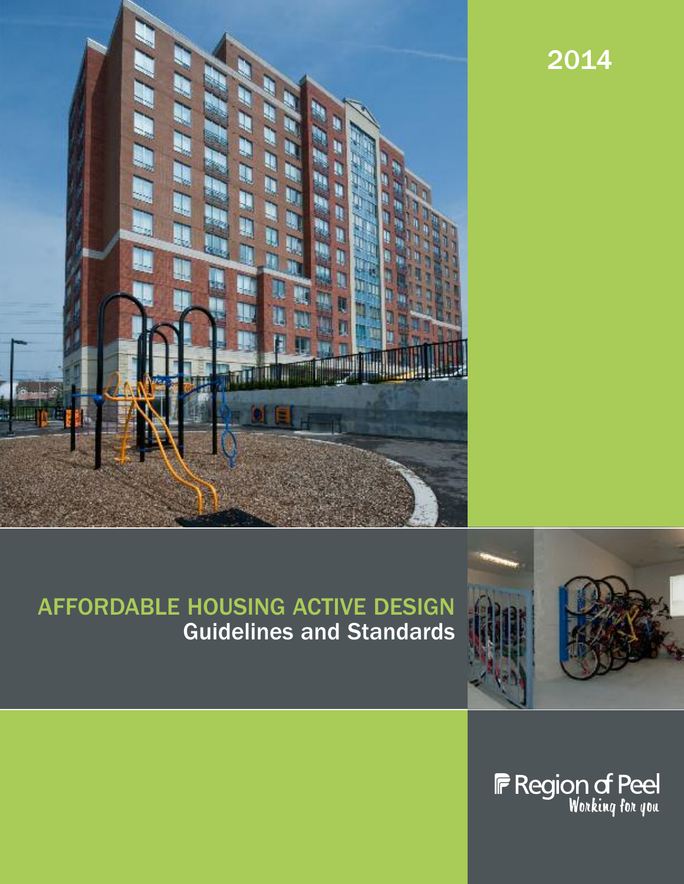2014

# AFFORDABLE HOUSING ACTIVE DESIGN
## Guidelines and Standards

Region of Peel
*Working for you*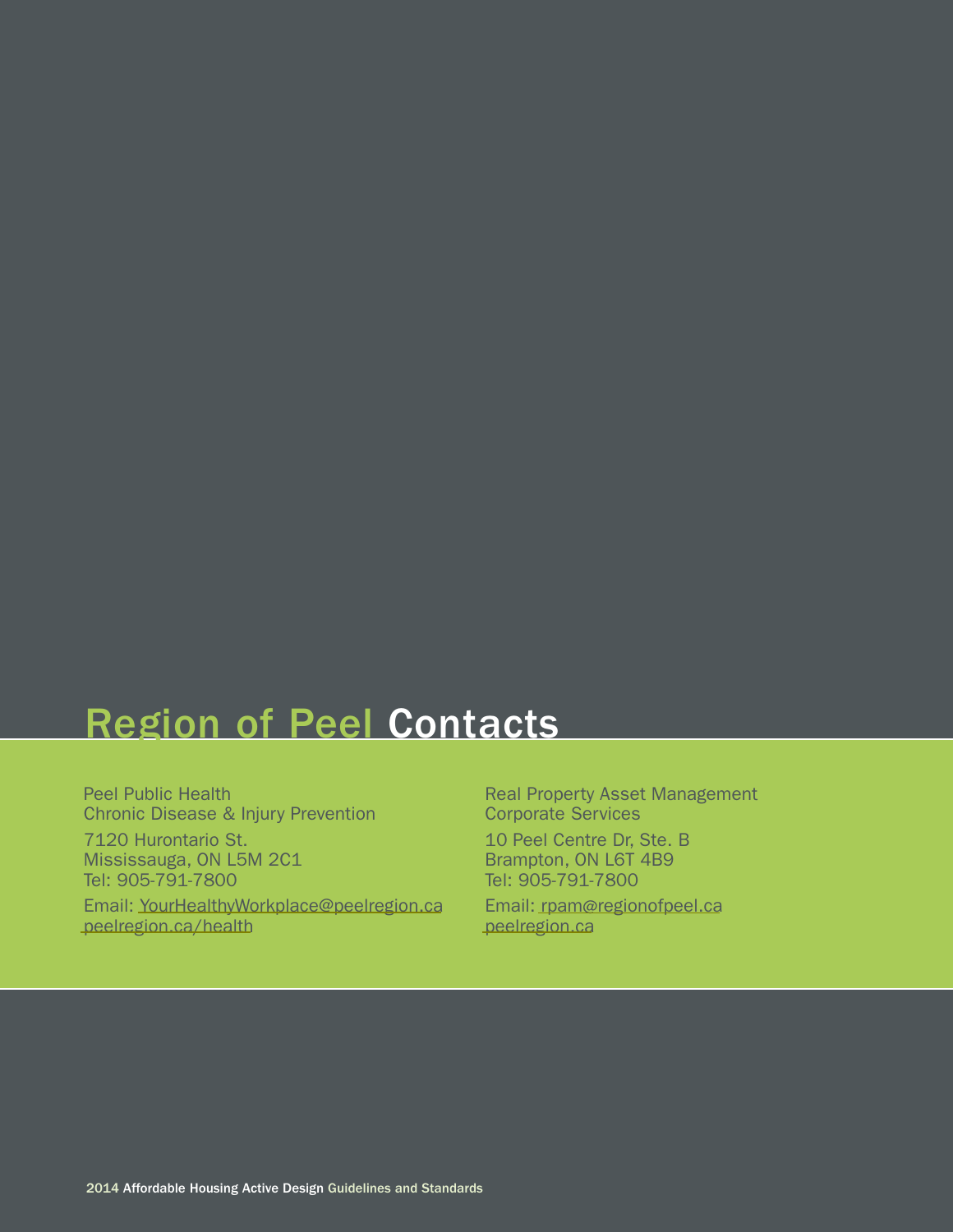# Region of Peel Contacts

Peel Public Health
Chronic Disease & Injury Prevention

7120 Hurontario St.
Mississauga, ON L5M 2C1
Tel: 905-791-7800

Email: YourHealthyWorkplace@peelregion.ca
peelregion.ca/health

Real Property Asset Management
Corporate Services

10 Peel Centre Dr, Ste. B
Brampton, ON L6T 4B9
Tel: 905-791-7800

Email: rpam@regionofpeel.ca
peelregion.ca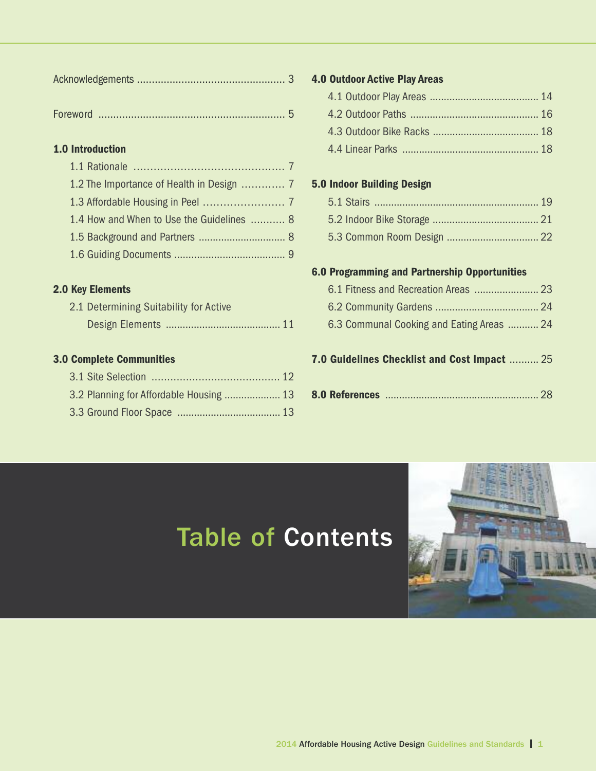# Table of Contents

Acknowledgements .................................................. 3

Foreword ............................................................... 5

**1.0 Introduction**

- 1.1 Rationale ............................................. 7
- 1.2 The Importance of Health in Design ............. 7
- 1.3 Affordable Housing in Peel ........................ 7
- 1.4 How and When to Use the Guidelines ........... 8
- 1.5 Background and Partners .............................. 8
- 1.6 Guiding Documents ....................................... 9

**2.0 Key Elements**

- 2.1 Determining Suitability for Active Design Elements ......................................... 11

**3.0 Complete Communities**

- 3.1 Site Selection ......................................... 12
- 3.2 Planning for Affordable Housing .................... 13
- 3.3 Ground Floor Space .................................... 13

**4.0 Outdoor Active Play Areas**

- 4.1 Outdoor Play Areas ...................................... 14
- 4.2 Outdoor Paths ............................................. 16
- 4.3 Outdoor Bike Racks ..................................... 18
- 4.4 Linear Parks ................................................ 18

**5.0 Indoor Building Design**

- 5.1 Stairs .......................................................... 19
- 5.2 Indoor Bike Storage ...................................... 21
- 5.3 Common Room Design ................................. 22

**6.0 Programming and Partnership Opportunities**

- 6.1 Fitness and Recreation Areas ....................... 23
- 6.2 Community Gardens ..................................... 24
- 6.3 Communal Cooking and Eating Areas ........... 24

**7.0 Guidelines Checklist and Cost Impact** .......... 25

**8.0 References** ...................................................... 28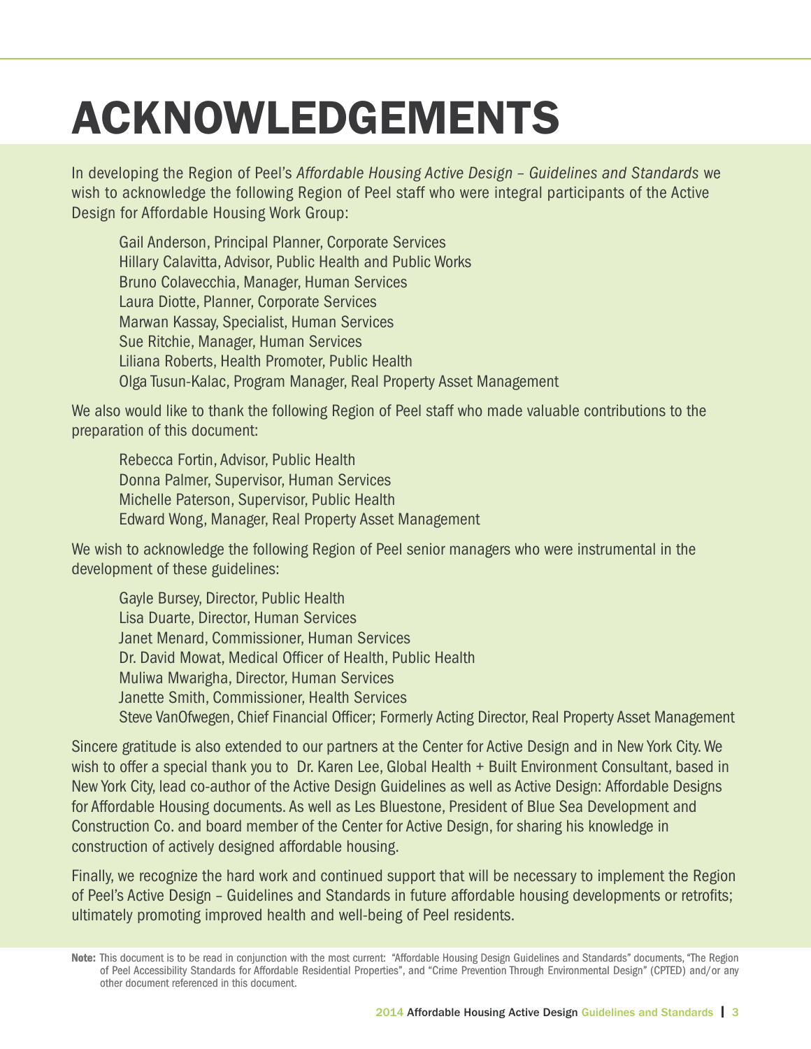# ACKNOWLEDGEMENTS

In developing the Region of Peel's *Affordable Housing Active Design – Guidelines and Standards* we wish to acknowledge the following Region of Peel staff who were integral participants of the Active Design for Affordable Housing Work Group:

Gail Anderson, Principal Planner, Corporate Services
Hillary Calavitta, Advisor, Public Health and Public Works
Bruno Colavecchia, Manager, Human Services
Laura Diotte, Planner, Corporate Services
Marwan Kassay, Specialist, Human Services
Sue Ritchie, Manager, Human Services
Liliana Roberts, Health Promoter, Public Health
Olga Tusun-Kalac, Program Manager, Real Property Asset Management

We also would like to thank the following Region of Peel staff who made valuable contributions to the preparation of this document:

Rebecca Fortin, Advisor, Public Health
Donna Palmer, Supervisor, Human Services
Michelle Paterson, Supervisor, Public Health
Edward Wong, Manager, Real Property Asset Management

We wish to acknowledge the following Region of Peel senior managers who were instrumental in the development of these guidelines:

Gayle Bursey, Director, Public Health
Lisa Duarte, Director, Human Services
Janet Menard, Commissioner, Human Services
Dr. David Mowat, Medical Officer of Health, Public Health
Muliwa Mwarigha, Director, Human Services
Janette Smith, Commissioner, Health Services
Steve VanOfwegen, Chief Financial Officer; Formerly Acting Director, Real Property Asset Management

Sincere gratitude is also extended to our partners at the Center for Active Design and in New York City. We wish to offer a special thank you to Dr. Karen Lee, Global Health + Built Environment Consultant, based in New York City, lead co-author of the Active Design Guidelines as well as Active Design: Affordable Designs for Affordable Housing documents. As well as Les Bluestone, President of Blue Sea Development and Construction Co. and board member of the Center for Active Design, for sharing his knowledge in construction of actively designed affordable housing.

Finally, we recognize the hard work and continued support that will be necessary to implement the Region of Peel's Active Design – Guidelines and Standards in future affordable housing developments or retrofits; ultimately promoting improved health and well-being of Peel residents.

**Note:** This document is to be read in conjunction with the most current: "Affordable Housing Design Guidelines and Standards" documents, "The Region of Peel Accessibility Standards for Affordable Residential Properties", and "Crime Prevention Through Environmental Design" (CPTED) and/or any other document referenced in this document.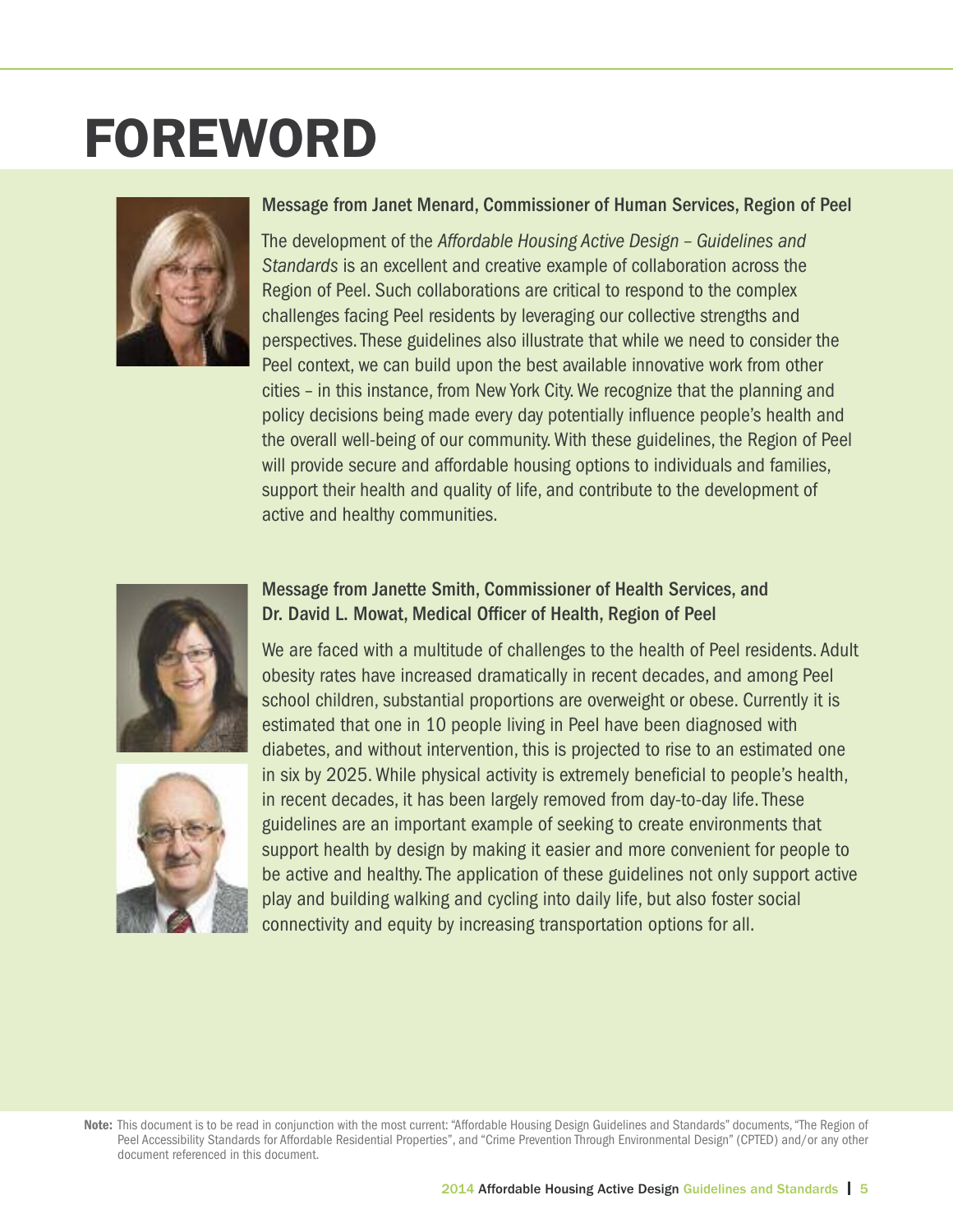# FOREWORD

### Message from Janet Menard, Commissioner of Human Services, Region of Peel

The development of the *Affordable Housing Active Design – Guidelines and Standards* is an excellent and creative example of collaboration across the Region of Peel. Such collaborations are critical to respond to the complex challenges facing Peel residents by leveraging our collective strengths and perspectives. These guidelines also illustrate that while we need to consider the Peel context, we can build upon the best available innovative work from other cities – in this instance, from New York City. We recognize that the planning and policy decisions being made every day potentially influence people's health and the overall well-being of our community. With these guidelines, the Region of Peel will provide secure and affordable housing options to individuals and families, support their health and quality of life, and contribute to the development of active and healthy communities.

### Message from Janette Smith, Commissioner of Health Services, and Dr. David L. Mowat, Medical Officer of Health, Region of Peel

We are faced with a multitude of challenges to the health of Peel residents. Adult obesity rates have increased dramatically in recent decades, and among Peel school children, substantial proportions are overweight or obese. Currently it is estimated that one in 10 people living in Peel have been diagnosed with diabetes, and without intervention, this is projected to rise to an estimated one in six by 2025. While physical activity is extremely beneficial to people's health, in recent decades, it has been largely removed from day-to-day life. These guidelines are an important example of seeking to create environments that support health by design by making it easier and more convenient for people to be active and healthy. The application of these guidelines not only support active play and building walking and cycling into daily life, but also foster social connectivity and equity by increasing transportation options for all.

**Note:** This document is to be read in conjunction with the most current: "Affordable Housing Design Guidelines and Standards" documents, "The Region of Peel Accessibility Standards for Affordable Residential Properties", and "Crime Prevention Through Environmental Design" (CPTED) and/or any other document referenced in this document.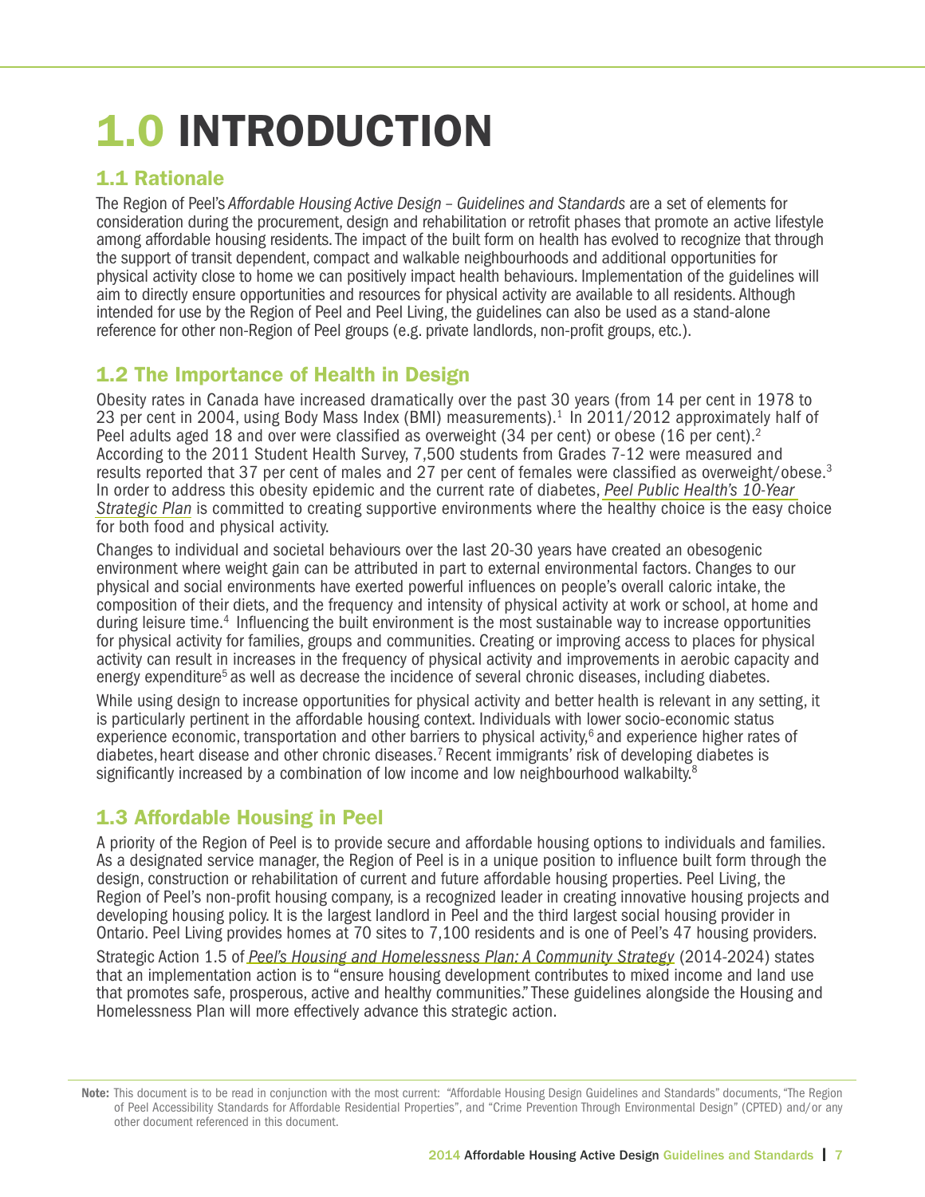# 1.0 INTRODUCTION

## 1.1 Rationale

The Region of Peel's *Affordable Housing Active Design – Guidelines and Standards* are a set of elements for consideration during the procurement, design and rehabilitation or retrofit phases that promote an active lifestyle among affordable housing residents. The impact of the built form on health has evolved to recognize that through the support of transit dependent, compact and walkable neighbourhoods and additional opportunities for physical activity close to home we can positively impact health behaviours. Implementation of the guidelines will aim to directly ensure opportunities and resources for physical activity are available to all residents. Although intended for use by the Region of Peel and Peel Living, the guidelines can also be used as a stand-alone reference for other non-Region of Peel groups (e.g. private landlords, non-profit groups, etc.).

## 1.2 The Importance of Health in Design

Obesity rates in Canada have increased dramatically over the past 30 years (from 14 per cent in 1978 to 23 per cent in 2004, using Body Mass Index (BMI) measurements).[1] In 2011/2012 approximately half of Peel adults aged 18 and over were classified as overweight (34 per cent) or obese (16 per cent).[2] According to the 2011 Student Health Survey, 7,500 students from Grades 7-12 were measured and results reported that 37 per cent of males and 27 per cent of females were classified as overweight/obese.[3] In order to address this obesity epidemic and the current rate of diabetes, *Peel Public Health's 10-Year Strategic Plan* is committed to creating supportive environments where the healthy choice is the easy choice for both food and physical activity.

Changes to individual and societal behaviours over the last 20-30 years have created an obesogenic environment where weight gain can be attributed in part to external environmental factors. Changes to our physical and social environments have exerted powerful influences on people's overall caloric intake, the composition of their diets, and the frequency and intensity of physical activity at work or school, at home and during leisure time.[4] Influencing the built environment is the most sustainable way to increase opportunities for physical activity for families, groups and communities. Creating or improving access to places for physical activity can result in increases in the frequency of physical activity and improvements in aerobic capacity and energy expenditure[5] as well as decrease the incidence of several chronic diseases, including diabetes.

While using design to increase opportunities for physical activity and better health is relevant in any setting, it is particularly pertinent in the affordable housing context. Individuals with lower socio-economic status experience economic, transportation and other barriers to physical activity,[6] and experience higher rates of diabetes, heart disease and other chronic diseases.[7] Recent immigrants' risk of developing diabetes is significantly increased by a combination of low income and low neighbourhood walkabilty.[8]

## 1.3 Affordable Housing in Peel

A priority of the Region of Peel is to provide secure and affordable housing options to individuals and families. As a designated service manager, the Region of Peel is in a unique position to influence built form through the design, construction or rehabilitation of current and future affordable housing properties. Peel Living, the Region of Peel's non-profit housing company, is a recognized leader in creating innovative housing projects and developing housing policy. It is the largest landlord in Peel and the third largest social housing provider in Ontario. Peel Living provides homes at 70 sites to 7,100 residents and is one of Peel's 47 housing providers.

Strategic Action 1.5 of *Peel's Housing and Homelessness Plan: A Community Strategy* (2014-2024) states that an implementation action is to "ensure housing development contributes to mixed income and land use that promotes safe, prosperous, active and healthy communities." These guidelines alongside the Housing and Homelessness Plan will more effectively advance this strategic action.

**Note:** This document is to be read in conjunction with the most current: "Affordable Housing Design Guidelines and Standards" documents, "The Region of Peel Accessibility Standards for Affordable Residential Properties", and "Crime Prevention Through Environmental Design" (CPTED) and/or any other document referenced in this document.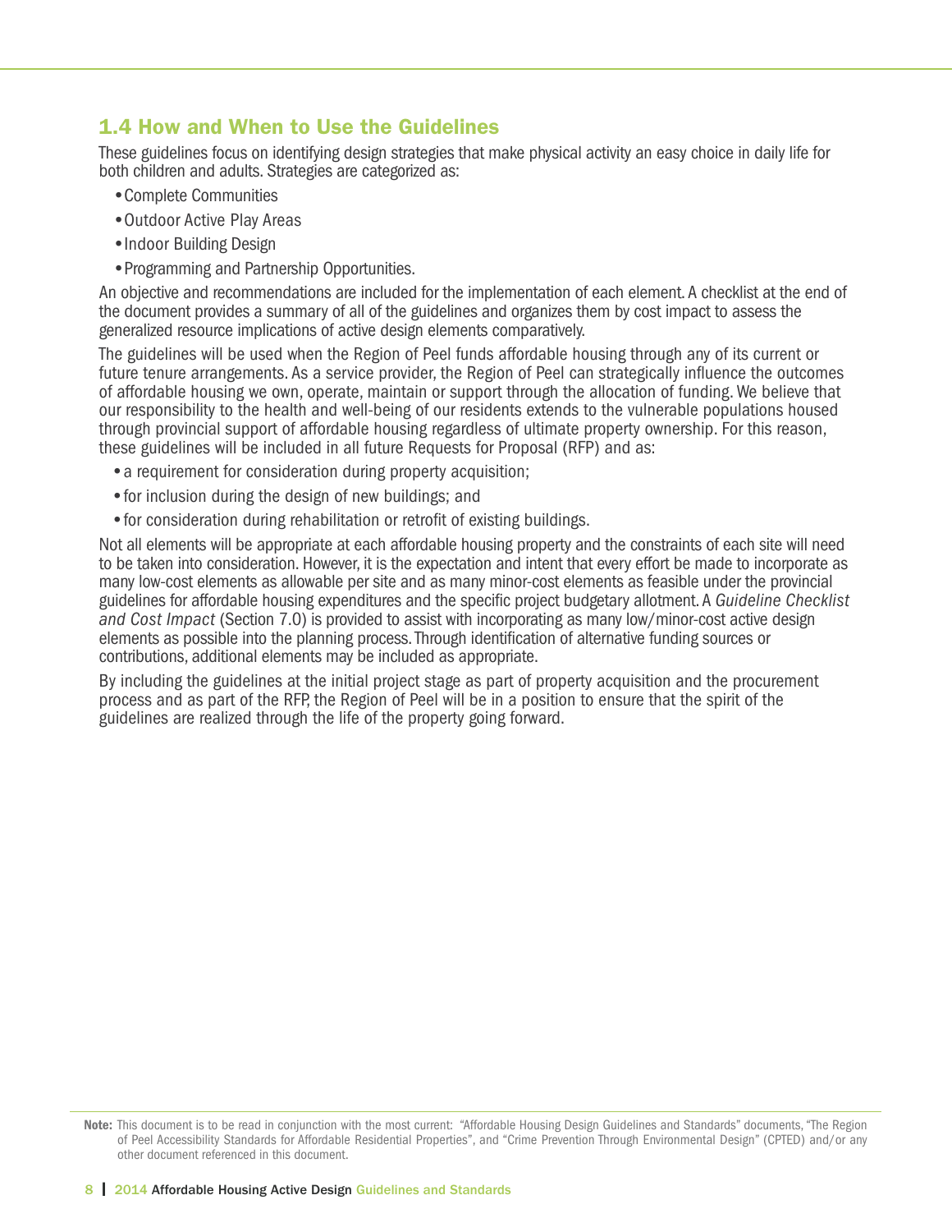## 1.4 How and When to Use the Guidelines

These guidelines focus on identifying design strategies that make physical activity an easy choice in daily life for both children and adults. Strategies are categorized as:

- Complete Communities
- Outdoor Active Play Areas
- Indoor Building Design
- Programming and Partnership Opportunities.

An objective and recommendations are included for the implementation of each element. A checklist at the end of the document provides a summary of all of the guidelines and organizes them by cost impact to assess the generalized resource implications of active design elements comparatively.

The guidelines will be used when the Region of Peel funds affordable housing through any of its current or future tenure arrangements. As a service provider, the Region of Peel can strategically influence the outcomes of affordable housing we own, operate, maintain or support through the allocation of funding. We believe that our responsibility to the health and well-being of our residents extends to the vulnerable populations housed through provincial support of affordable housing regardless of ultimate property ownership. For this reason, these guidelines will be included in all future Requests for Proposal (RFP) and as:

- a requirement for consideration during property acquisition;
- for inclusion during the design of new buildings; and
- for consideration during rehabilitation or retrofit of existing buildings.

Not all elements will be appropriate at each affordable housing property and the constraints of each site will need to be taken into consideration. However, it is the expectation and intent that every effort be made to incorporate as many low-cost elements as allowable per site and as many minor-cost elements as feasible under the provincial guidelines for affordable housing expenditures and the specific project budgetary allotment. A *Guideline Checklist and Cost Impact* (Section 7.0) is provided to assist with incorporating as many low/minor-cost active design elements as possible into the planning process. Through identification of alternative funding sources or contributions, additional elements may be included as appropriate.

By including the guidelines at the initial project stage as part of property acquisition and the procurement process and as part of the RFP, the Region of Peel will be in a position to ensure that the spirit of the guidelines are realized through the life of the property going forward.

**Note:** This document is to be read in conjunction with the most current: "Affordable Housing Design Guidelines and Standards" documents, "The Region of Peel Accessibility Standards for Affordable Residential Properties", and "Crime Prevention Through Environmental Design" (CPTED) and/or any other document referenced in this document.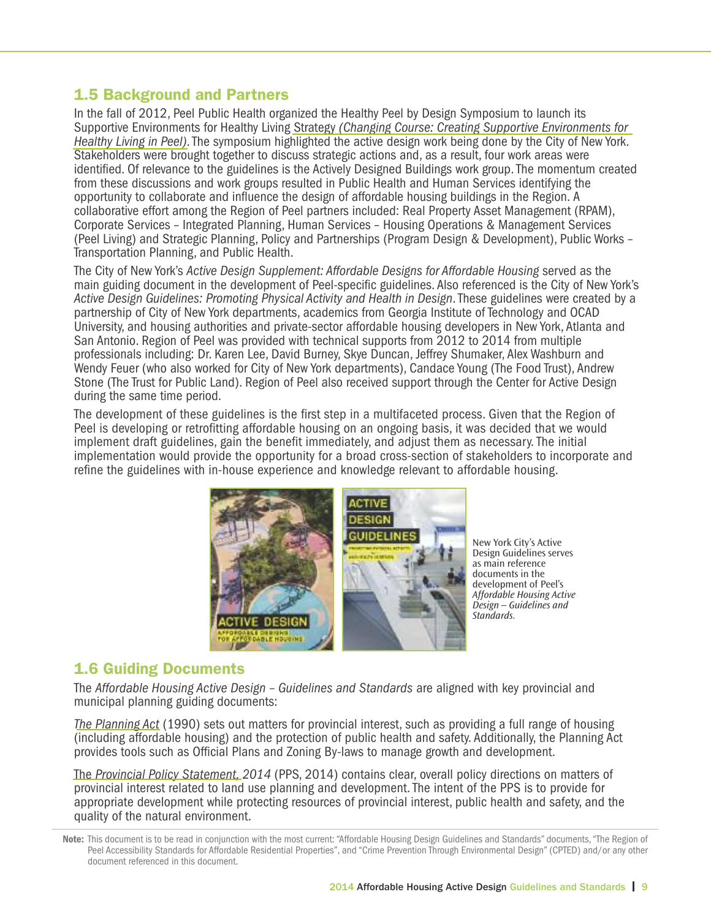## 1.5 Background and Partners

In the fall of 2012, Peel Public Health organized the Healthy Peel by Design Symposium to launch its Supportive Environments for Healthy Living Strategy *(Changing Course: Creating Supportive Environments for Healthy Living in Peel)*. The symposium highlighted the active design work being done by the City of New York. Stakeholders were brought together to discuss strategic actions and, as a result, four work areas were identified. Of relevance to the guidelines is the Actively Designed Buildings work group. The momentum created from these discussions and work groups resulted in Public Health and Human Services identifying the opportunity to collaborate and influence the design of affordable housing buildings in the Region. A collaborative effort among the Region of Peel partners included: Real Property Asset Management (RPAM), Corporate Services – Integrated Planning, Human Services – Housing Operations & Management Services (Peel Living) and Strategic Planning, Policy and Partnerships (Program Design & Development), Public Works – Transportation Planning, and Public Health.

The City of New York's *Active Design Supplement: Affordable Designs for Affordable Housing* served as the main guiding document in the development of Peel-specific guidelines. Also referenced is the City of New York's *Active Design Guidelines: Promoting Physical Activity and Health in Design*. These guidelines were created by a partnership of City of New York departments, academics from Georgia Institute of Technology and OCAD University, and housing authorities and private-sector affordable housing developers in New York, Atlanta and San Antonio. Region of Peel was provided with technical supports from 2012 to 2014 from multiple professionals including: Dr. Karen Lee, David Burney, Skye Duncan, Jeffrey Shumaker, Alex Washburn and Wendy Feuer (who also worked for City of New York departments), Candace Young (The Food Trust), Andrew Stone (The Trust for Public Land). Region of Peel also received support through the Center for Active Design during the same time period.

The development of these guidelines is the first step in a multifaceted process. Given that the Region of Peel is developing or retrofitting affordable housing on an ongoing basis, it was decided that we would implement draft guidelines, gain the benefit immediately, and adjust them as necessary. The initial implementation would provide the opportunity for a broad cross-section of stakeholders to incorporate and refine the guidelines with in-house experience and knowledge relevant to affordable housing.

New York City's Active Design Guidelines serves as main reference documents in the development of Peel's *Affordable Housing Active Design – Guidelines and Standards*.

## 1.6 Guiding Documents

The *Affordable Housing Active Design – Guidelines and Standards* are aligned with key provincial and municipal planning guiding documents:

*The Planning Act* (1990) sets out matters for provincial interest, such as providing a full range of housing (including affordable housing) and the protection of public health and safety. Additionally, the Planning Act provides tools such as Official Plans and Zoning By-laws to manage growth and development.

The *Provincial Policy Statement, 2014* (PPS, 2014) contains clear, overall policy directions on matters of provincial interest related to land use planning and development. The intent of the PPS is to provide for appropriate development while protecting resources of provincial interest, public health and safety, and the quality of the natural environment.

**Note:** This document is to be read in conjunction with the most current: "Affordable Housing Design Guidelines and Standards" documents, "The Region of Peel Accessibility Standards for Affordable Residential Properties", and "Crime Prevention Through Environmental Design" (CPTED) and/or any other document referenced in this document.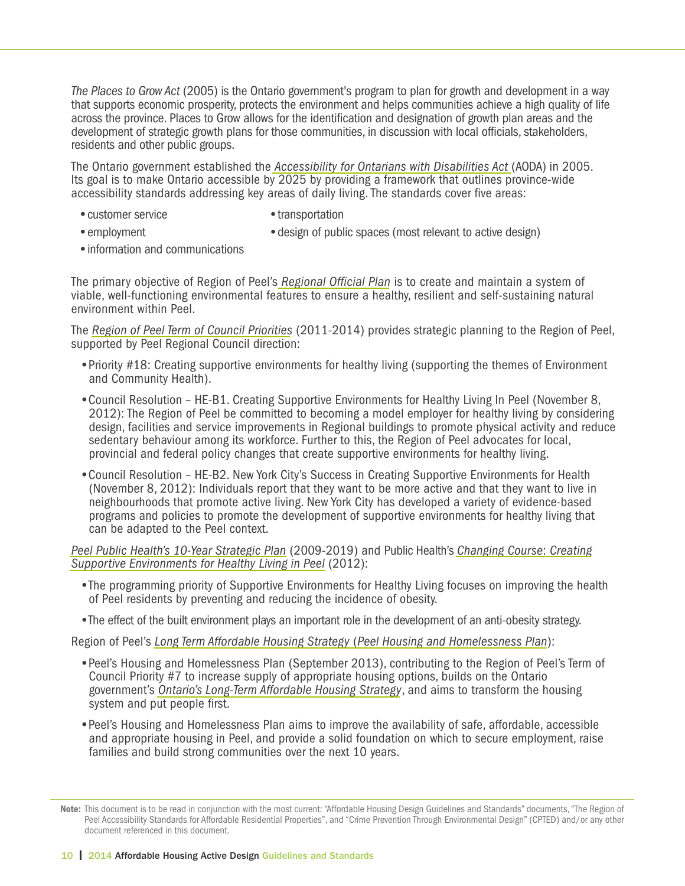*The Places to Grow Act* (2005) is the Ontario government's program to plan for growth and development in a way that supports economic prosperity, protects the environment and helps communities achieve a high quality of life across the province. Places to Grow allows for the identification and designation of growth plan areas and the development of strategic growth plans for those communities, in discussion with local officials, stakeholders, residents and other public groups.

The Ontario government established the *Accessibility for Ontarians with Disabilities Act* (AODA) in 2005. Its goal is to make Ontario accessible by 2025 by providing a framework that outlines province-wide accessibility standards addressing key areas of daily living. The standards cover five areas:

- customer service
- employment
- information and communications
- transportation
- design of public spaces (most relevant to active design)

The primary objective of Region of Peel's *Regional Official Plan* is to create and maintain a system of viable, well-functioning environmental features to ensure a healthy, resilient and self-sustaining natural environment within Peel.

The *Region of Peel Term of Council Priorities* (2011-2014) provides strategic planning to the Region of Peel, supported by Peel Regional Council direction:

- Priority #18: Creating supportive environments for healthy living (supporting the themes of Environment and Community Health).
- Council Resolution – HE-B1. Creating Supportive Environments for Healthy Living In Peel (November 8, 2012): The Region of Peel be committed to becoming a model employer for healthy living by considering design, facilities and service improvements in Regional buildings to promote physical activity and reduce sedentary behaviour among its workforce. Further to this, the Region of Peel advocates for local, provincial and federal policy changes that create supportive environments for healthy living.
- Council Resolution – HE-B2. New York City's Success in Creating Supportive Environments for Health (November 8, 2012): Individuals report that they want to be more active and that they want to live in neighbourhoods that promote active living. New York City has developed a variety of evidence-based programs and policies to promote the development of supportive environments for healthy living that can be adapted to the Peel context.

*Peel Public Health's 10-Year Strategic Plan* (2009-2019) and Public Health's *Changing Course: Creating Supportive Environments for Healthy Living in Peel* (2012):

- The programming priority of Supportive Environments for Healthy Living focuses on improving the health of Peel residents by preventing and reducing the incidence of obesity.
- The effect of the built environment plays an important role in the development of an anti-obesity strategy.

Region of Peel's *Long Term Affordable Housing Strategy* (*Peel Housing and Homelessness Plan*):

- Peel's Housing and Homelessness Plan (September 2013), contributing to the Region of Peel's Term of Council Priority #7 to increase supply of appropriate housing options, builds on the Ontario government's *Ontario's Long-Term Affordable Housing Strategy*, and aims to transform the housing system and put people first.
- Peel's Housing and Homelessness Plan aims to improve the availability of safe, affordable, accessible and appropriate housing in Peel, and provide a solid foundation on which to secure employment, raise families and build strong communities over the next 10 years.

**Note:** This document is to be read in conjunction with the most current: "Affordable Housing Design Guidelines and Standards" documents, "The Region of Peel Accessibility Standards for Affordable Residential Properties", and "Crime Prevention Through Environmental Design" (CPTED) and/or any other document referenced in this document.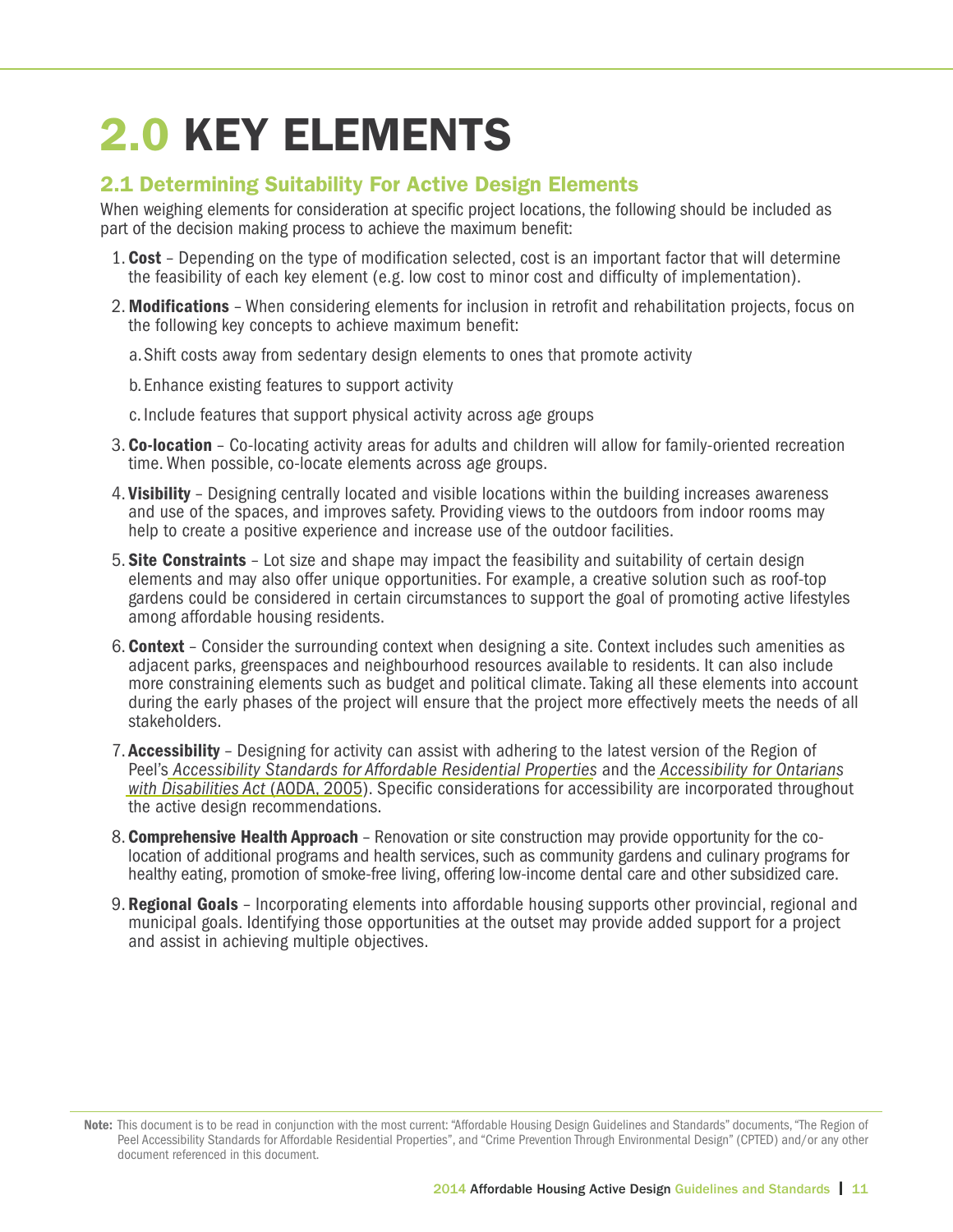# 2.0 KEY ELEMENTS

## 2.1 Determining Suitability For Active Design Elements

When weighing elements for consideration at specific project locations, the following should be included as part of the decision making process to achieve the maximum benefit:

1. **Cost** – Depending on the type of modification selected, cost is an important factor that will determine the feasibility of each key element (e.g. low cost to minor cost and difficulty of implementation).
2. **Modifications** – When considering elements for inclusion in retrofit and rehabilitation projects, focus on the following key concepts to achieve maximum benefit:
   a. Shift costs away from sedentary design elements to ones that promote activity
   b. Enhance existing features to support activity
   c. Include features that support physical activity across age groups
3. **Co-location** – Co-locating activity areas for adults and children will allow for family-oriented recreation time. When possible, co-locate elements across age groups.
4. **Visibility** – Designing centrally located and visible locations within the building increases awareness and use of the spaces, and improves safety. Providing views to the outdoors from indoor rooms may help to create a positive experience and increase use of the outdoor facilities.
5. **Site Constraints** – Lot size and shape may impact the feasibility and suitability of certain design elements and may also offer unique opportunities. For example, a creative solution such as roof-top gardens could be considered in certain circumstances to support the goal of promoting active lifestyles among affordable housing residents.
6. **Context** – Consider the surrounding context when designing a site. Context includes such amenities as adjacent parks, greenspaces and neighbourhood resources available to residents. It can also include more constraining elements such as budget and political climate. Taking all these elements into account during the early phases of the project will ensure that the project more effectively meets the needs of all stakeholders.
7. **Accessibility** – Designing for activity can assist with adhering to the latest version of the Region of Peel's *Accessibility Standards for Affordable Residential Properties* and the *Accessibility for Ontarians with Disabilities Act* (AODA, 2005). Specific considerations for accessibility are incorporated throughout the active design recommendations.
8. **Comprehensive Health Approach** – Renovation or site construction may provide opportunity for the co-location of additional programs and health services, such as community gardens and culinary programs for healthy eating, promotion of smoke-free living, offering low-income dental care and other subsidized care.
9. **Regional Goals** – Incorporating elements into affordable housing supports other provincial, regional and municipal goals. Identifying those opportunities at the outset may provide added support for a project and assist in achieving multiple objectives.

**Note:** This document is to be read in conjunction with the most current: "Affordable Housing Design Guidelines and Standards" documents, "The Region of Peel Accessibility Standards for Affordable Residential Properties", and "Crime Prevention Through Environmental Design" (CPTED) and/or any other document referenced in this document.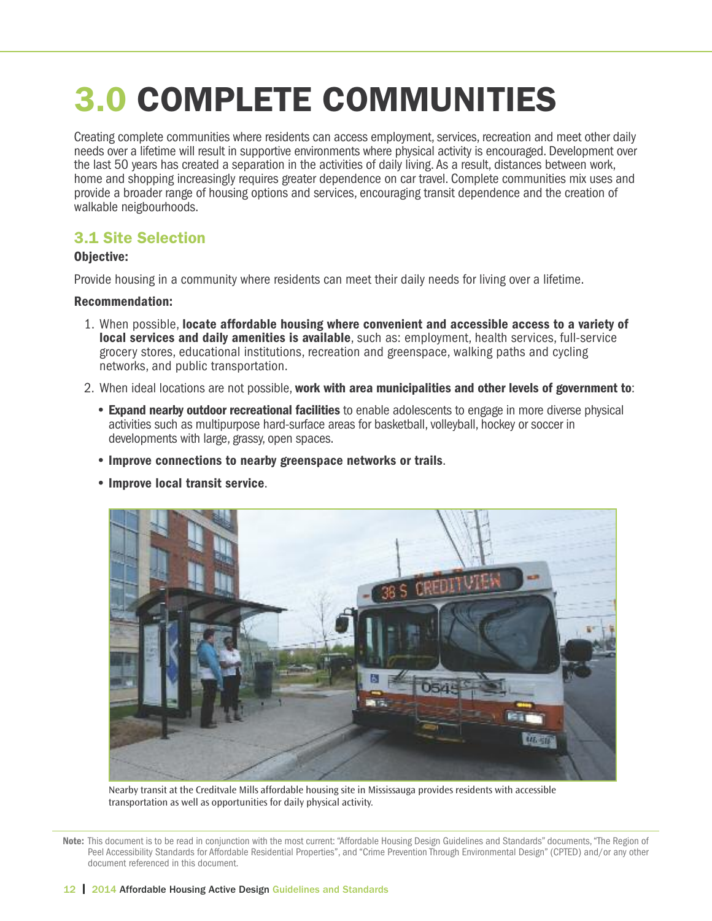# 3.0 COMPLETE COMMUNITIES

Creating complete communities where residents can access employment, services, recreation and meet other daily needs over a lifetime will result in supportive environments where physical activity is encouraged. Development over the last 50 years has created a separation in the activities of daily living. As a result, distances between work, home and shopping increasingly requires greater dependence on car travel. Complete communities mix uses and provide a broader range of housing options and services, encouraging transit dependence and the creation of walkable neigbourhoods.

## 3.1 Site Selection

**Objective:**

Provide housing in a community where residents can meet their daily needs for living over a lifetime.

**Recommendation:**

1. When possible, **locate affordable housing where convenient and accessible access to a variety of local services and daily amenities is available**, such as: employment, health services, full-service grocery stores, educational institutions, recreation and greenspace, walking paths and cycling networks, and public transportation.
2. When ideal locations are not possible, **work with area municipalities and other levels of government to**:
   - **Expand nearby outdoor recreational facilities** to enable adolescents to engage in more diverse physical activities such as multipurpose hard-surface areas for basketball, volleyball, hockey or soccer in developments with large, grassy, open spaces.
   - **Improve connections to nearby greenspace networks or trails**.
   - **Improve local transit service**.

Nearby transit at the Creditvale Mills affordable housing site in Mississauga provides residents with accessible transportation as well as opportunities for daily physical activity.

**Note:** This document is to be read in conjunction with the most current: "Affordable Housing Design Guidelines and Standards" documents, "The Region of Peel Accessibility Standards for Affordable Residential Properties", and "Crime Prevention Through Environmental Design" (CPTED) and/or any other document referenced in this document.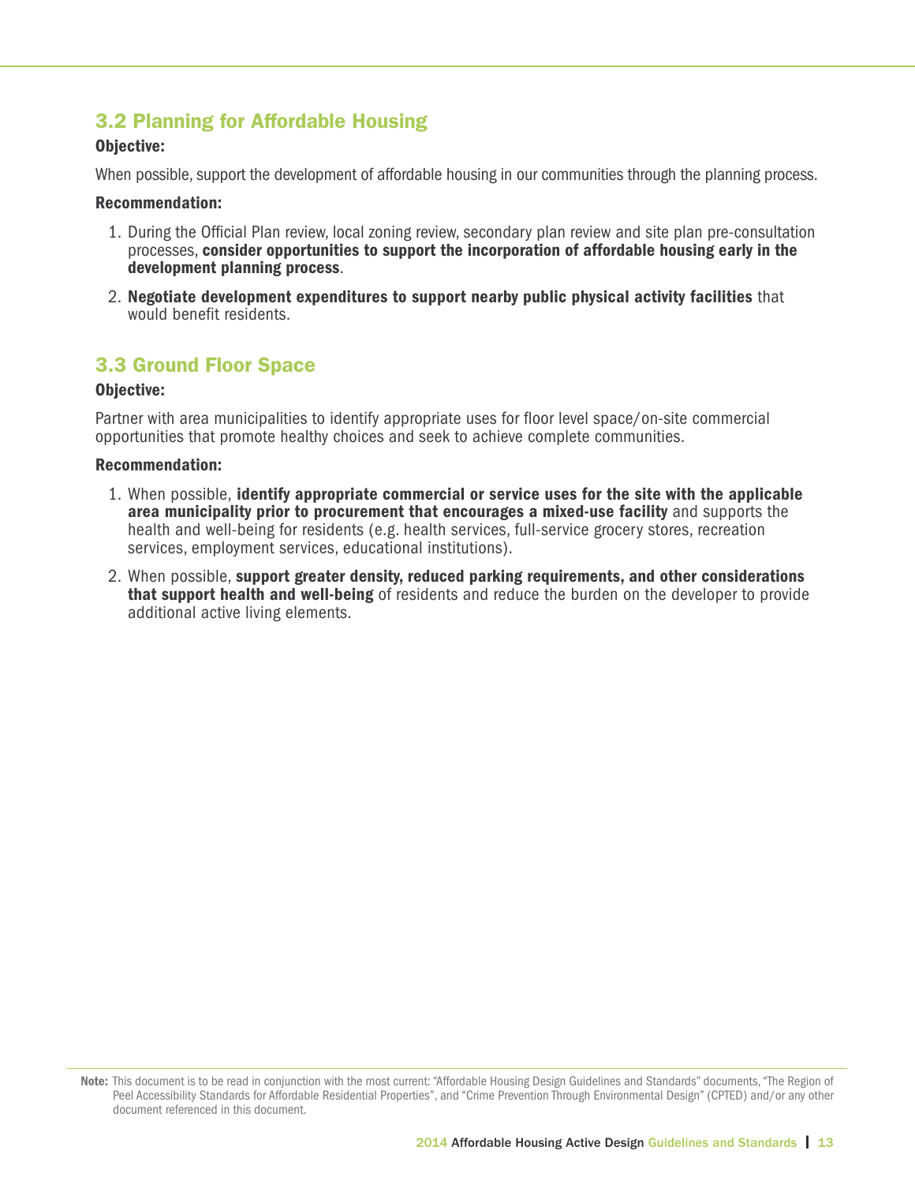## 3.2 Planning for Affordable Housing

**Objective:**

When possible, support the development of affordable housing in our communities through the planning process.

**Recommendation:**

1. During the Official Plan review, local zoning review, secondary plan review and site plan pre-consultation processes, **consider opportunities to support the incorporation of affordable housing early in the development planning process**.
2. **Negotiate development expenditures to support nearby public physical activity facilities** that would benefit residents.

## 3.3 Ground Floor Space

**Objective:**

Partner with area municipalities to identify appropriate uses for floor level space/on-site commercial opportunities that promote healthy choices and seek to achieve complete communities.

**Recommendation:**

1. When possible, **identify appropriate commercial or service uses for the site with the applicable area municipality prior to procurement that encourages a mixed-use facility** and supports the health and well-being for residents (e.g. health services, full-service grocery stores, recreation services, employment services, educational institutions).
2. When possible, **support greater density, reduced parking requirements, and other considerations that support health and well-being** of residents and reduce the burden on the developer to provide additional active living elements.

**Note:** This document is to be read in conjunction with the most current: "Affordable Housing Design Guidelines and Standards" documents, "The Region of Peel Accessibility Standards for Affordable Residential Properties", and "Crime Prevention Through Environmental Design" (CPTED) and/or any other document referenced in this document.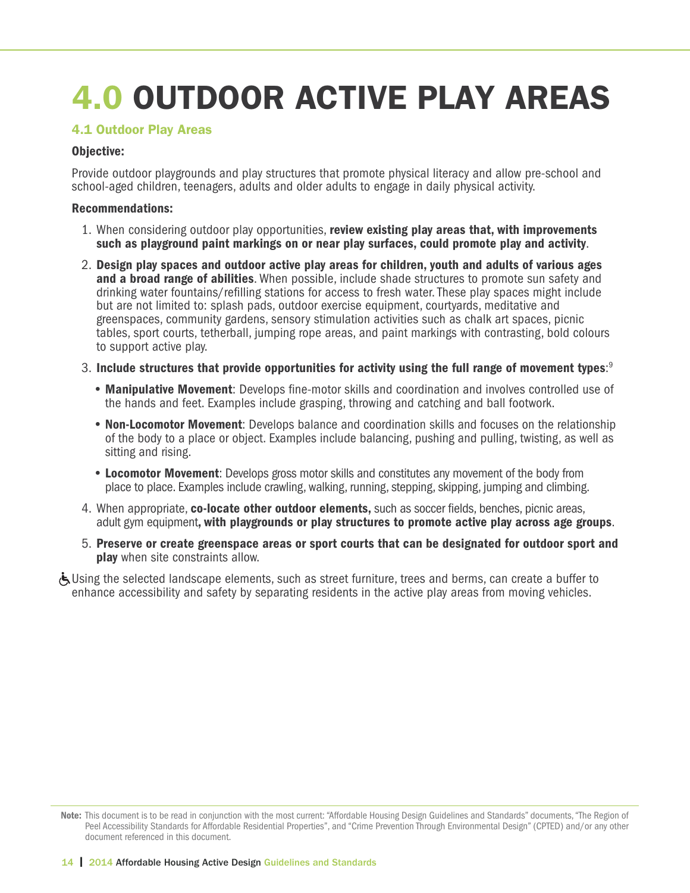# 4.0 OUTDOOR ACTIVE PLAY AREAS

## 4.1 Outdoor Play Areas

**Objective:**

Provide outdoor playgrounds and play structures that promote physical literacy and allow pre-school and school-aged children, teenagers, adults and older adults to engage in daily physical activity.

**Recommendations:**

1. When considering outdoor play opportunities, **review existing play areas that, with improvements such as playground paint markings on or near play surfaces, could promote play and activity**.
2. **Design play spaces and outdoor active play areas for children, youth and adults of various ages and a broad range of abilities**. When possible, include shade structures to promote sun safety and drinking water fountains/refilling stations for access to fresh water. These play spaces might include but are not limited to: splash pads, outdoor exercise equipment, courtyards, meditative and greenspaces, community gardens, sensory stimulation activities such as chalk art spaces, picnic tables, sport courts, tetherball, jumping rope areas, and paint markings with contrasting, bold colours to support active play.
3. **Include structures that provide opportunities for activity using the full range of movement types**:[9]
   - **Manipulative Movement**: Develops fine-motor skills and coordination and involves controlled use of the hands and feet. Examples include grasping, throwing and catching and ball footwork.
   - **Non-Locomotor Movement**: Develops balance and coordination skills and focuses on the relationship of the body to a place or object. Examples include balancing, pushing and pulling, twisting, as well as sitting and rising.
   - **Locomotor Movement**: Develops gross motor skills and constitutes any movement of the body from place to place. Examples include crawling, walking, running, stepping, skipping, jumping and climbing.
4. When appropriate, **co-locate other outdoor elements,** such as soccer fields, benches, picnic areas, adult gym equipment**, with playgrounds or play structures to promote active play across age groups**.
5. **Preserve or create greenspace areas or sport courts that can be designated for outdoor sport and play** when site constraints allow.

♿ Using the selected landscape elements, such as street furniture, trees and berms, can create a buffer to enhance accessibility and safety by separating residents in the active play areas from moving vehicles.

**Note:** This document is to be read in conjunction with the most current: "Affordable Housing Design Guidelines and Standards" documents, "The Region of Peel Accessibility Standards for Affordable Residential Properties", and "Crime Prevention Through Environmental Design" (CPTED) and/or any other document referenced in this document.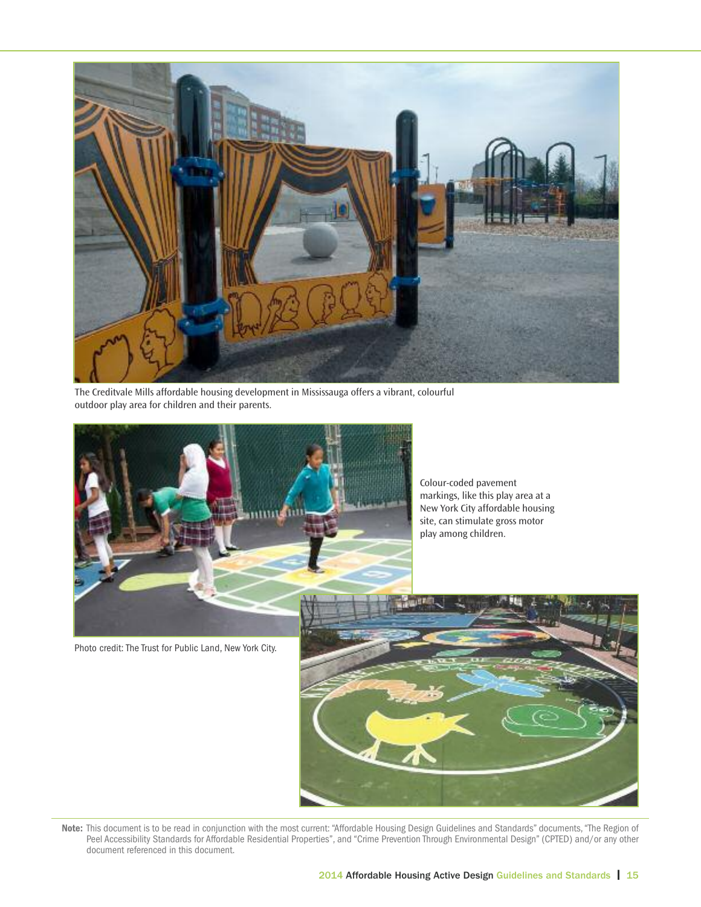The Creditvale Mills affordable housing development in Mississauga offers a vibrant, colourful outdoor play area for children and their parents.

Colour-coded pavement markings, like this play area at a New York City affordable housing site, can stimulate gross motor play among children.

Photo credit: The Trust for Public Land, New York City.

**Note:** This document is to be read in conjunction with the most current: "Affordable Housing Design Guidelines and Standards" documents, "The Region of Peel Accessibility Standards for Affordable Residential Properties", and "Crime Prevention Through Environmental Design" (CPTED) and/or any other document referenced in this document.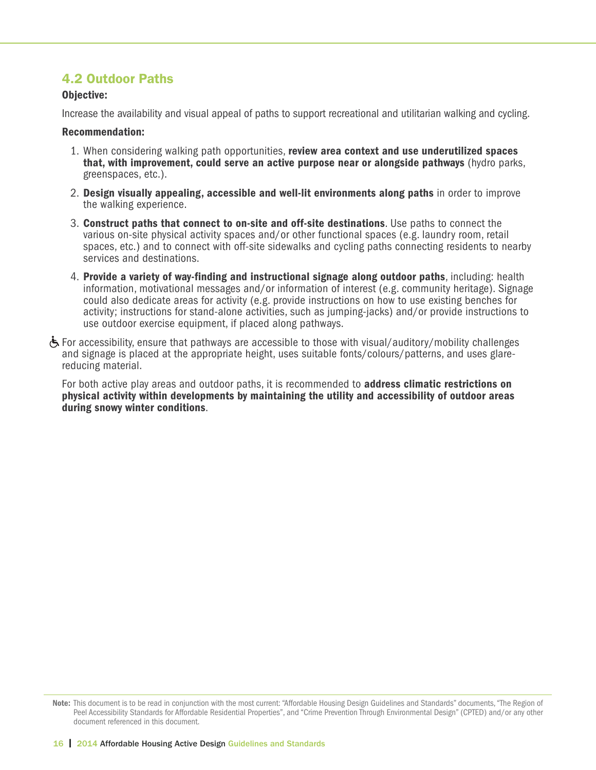## 4.2 Outdoor Paths

**Objective:**

Increase the availability and visual appeal of paths to support recreational and utilitarian walking and cycling.

**Recommendation:**

1. When considering walking path opportunities, **review area context and use underutilized spaces that, with improvement, could serve an active purpose near or alongside pathways** (hydro parks, greenspaces, etc.).
2. **Design visually appealing, accessible and well-lit environments along paths** in order to improve the walking experience.
3. **Construct paths that connect to on-site and off-site destinations**. Use paths to connect the various on-site physical activity spaces and/or other functional spaces (e.g. laundry room, retail spaces, etc.) and to connect with off-site sidewalks and cycling paths connecting residents to nearby services and destinations.
4. **Provide a variety of way-finding and instructional signage along outdoor paths**, including: health information, motivational messages and/or information of interest (e.g. community heritage). Signage could also dedicate areas for activity (e.g. provide instructions on how to use existing benches for activity; instructions for stand-alone activities, such as jumping-jacks) and/or provide instructions to use outdoor exercise equipment, if placed along pathways.

♿ For accessibility, ensure that pathways are accessible to those with visual/auditory/mobility challenges and signage is placed at the appropriate height, uses suitable fonts/colours/patterns, and uses glare-reducing material.

For both active play areas and outdoor paths, it is recommended to **address climatic restrictions on physical activity within developments by maintaining the utility and accessibility of outdoor areas during snowy winter conditions**.

**Note:** This document is to be read in conjunction with the most current: "Affordable Housing Design Guidelines and Standards" documents, "The Region of Peel Accessibility Standards for Affordable Residential Properties", and "Crime Prevention Through Environmental Design" (CPTED) and/or any other document referenced in this document.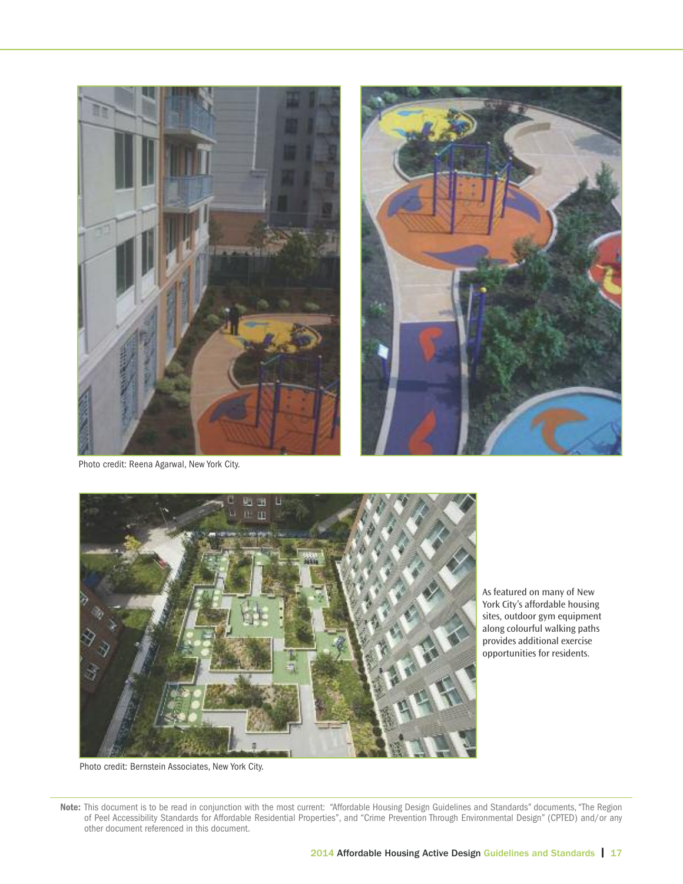Photo credit: Reena Agarwal, New York City.

As featured on many of New York City's affordable housing sites, outdoor gym equipment along colourful walking paths provides additional exercise opportunities for residents.

Photo credit: Bernstein Associates, New York City.

**Note:** This document is to be read in conjunction with the most current: "Affordable Housing Design Guidelines and Standards" documents, "The Region of Peel Accessibility Standards for Affordable Residential Properties", and "Crime Prevention Through Environmental Design" (CPTED) and/or any other document referenced in this document.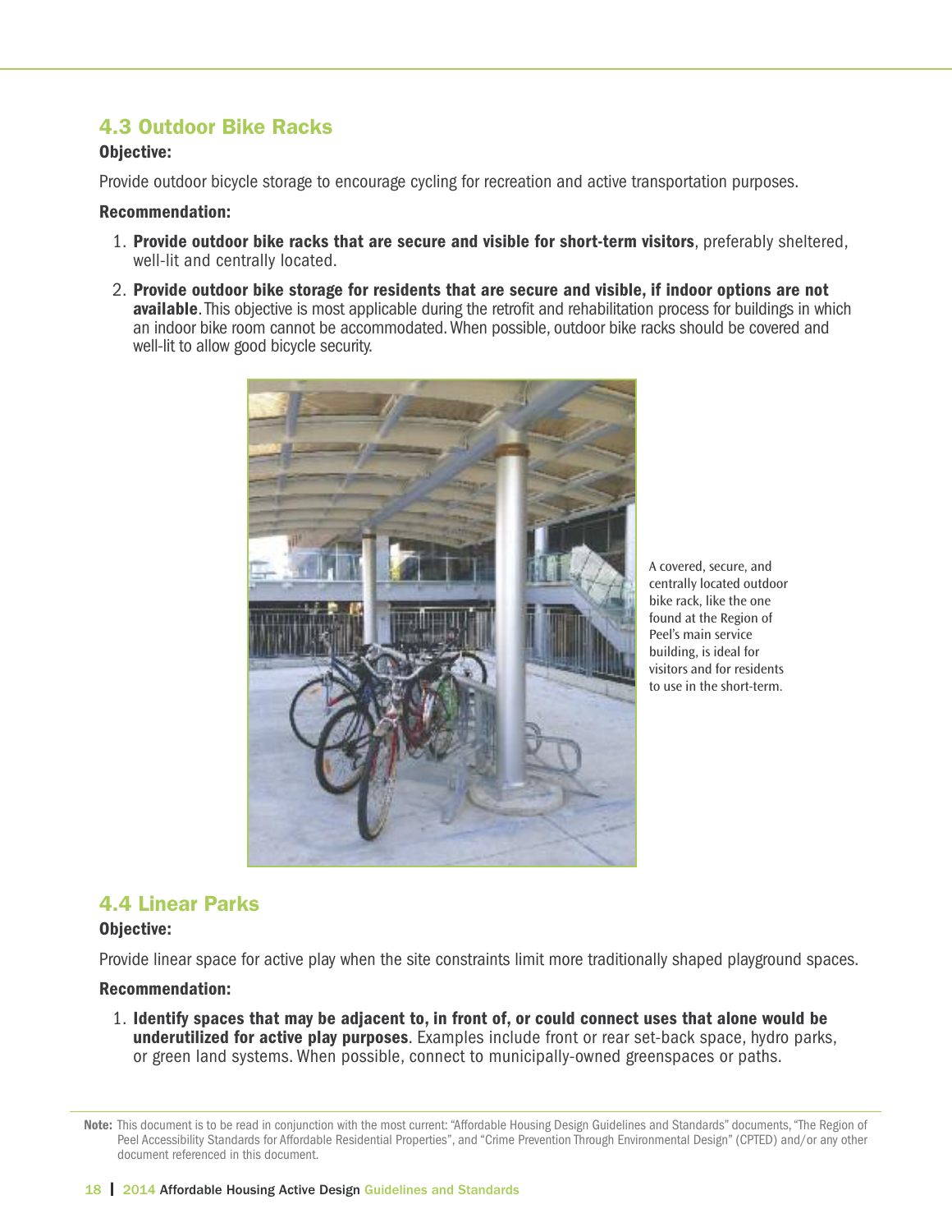## 4.3 Outdoor Bike Racks

**Objective:**

Provide outdoor bicycle storage to encourage cycling for recreation and active transportation purposes.

**Recommendation:**

1. **Provide outdoor bike racks that are secure and visible for short-term visitors**, preferably sheltered, well-lit and centrally located.
2. **Provide outdoor bike storage for residents that are secure and visible, if indoor options are not available**. This objective is most applicable during the retrofit and rehabilitation process for buildings in which an indoor bike room cannot be accommodated. When possible, outdoor bike racks should be covered and well-lit to allow good bicycle security.

A covered, secure, and centrally located outdoor bike rack, like the one found at the Region of Peel's main service building, is ideal for visitors and for residents to use in the short-term.

## 4.4 Linear Parks

**Objective:**

Provide linear space for active play when the site constraints limit more traditionally shaped playground spaces.

**Recommendation:**

1. **Identify spaces that may be adjacent to, in front of, or could connect uses that alone would be underutilized for active play purposes**. Examples include front or rear set-back space, hydro parks, or green land systems. When possible, connect to municipally-owned greenspaces or paths.

**Note:** This document is to be read in conjunction with the most current: "Affordable Housing Design Guidelines and Standards" documents, "The Region of Peel Accessibility Standards for Affordable Residential Properties", and "Crime Prevention Through Environmental Design" (CPTED) and/or any other document referenced in this document.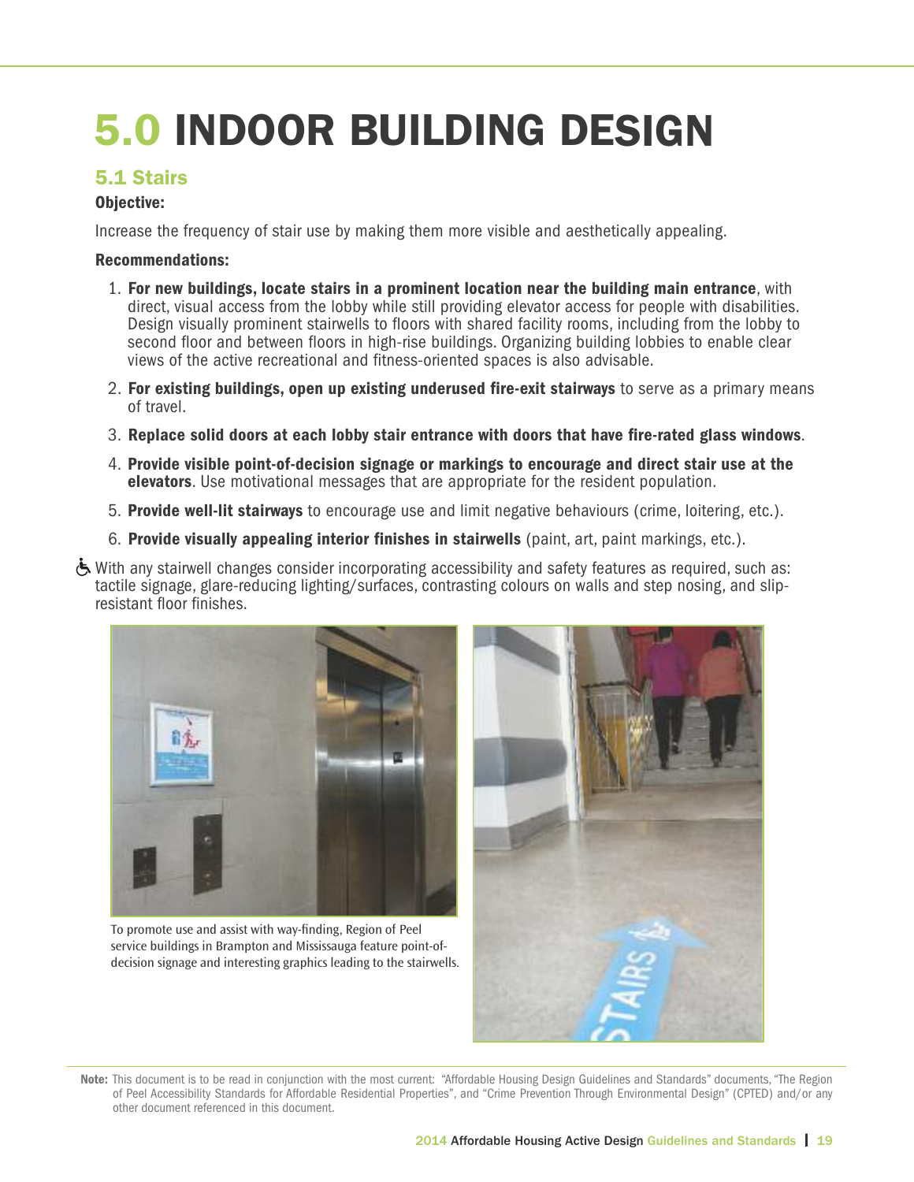# 5.0 INDOOR BUILDING DESIGN

## 5.1 Stairs

**Objective:**

Increase the frequency of stair use by making them more visible and aesthetically appealing.

**Recommendations:**

1. **For new buildings, locate stairs in a prominent location near the building main entrance**, with direct, visual access from the lobby while still providing elevator access for people with disabilities. Design visually prominent stairwells to floors with shared facility rooms, including from the lobby to second floor and between floors in high-rise buildings. Organizing building lobbies to enable clear views of the active recreational and fitness-oriented spaces is also advisable.
2. **For existing buildings, open up existing underused fire-exit stairways** to serve as a primary means of travel.
3. **Replace solid doors at each lobby stair entrance with doors that have fire-rated glass windows**.
4. **Provide visible point-of-decision signage or markings to encourage and direct stair use at the elevators**. Use motivational messages that are appropriate for the resident population.
5. **Provide well-lit stairways** to encourage use and limit negative behaviours (crime, loitering, etc.).
6. **Provide visually appealing interior finishes in stairwells** (paint, art, paint markings, etc.).

♿ With any stairwell changes consider incorporating accessibility and safety features as required, such as: tactile signage, glare-reducing lighting/surfaces, contrasting colours on walls and step nosing, and slip-resistant floor finishes.

To promote use and assist with way-finding, Region of Peel service buildings in Brampton and Mississauga feature point-of-decision signage and interesting graphics leading to the stairwells.

**Note:** This document is to be read in conjunction with the most current: "Affordable Housing Design Guidelines and Standards" documents, "The Region of Peel Accessibility Standards for Affordable Residential Properties", and "Crime Prevention Through Environmental Design" (CPTED) and/or any other document referenced in this document.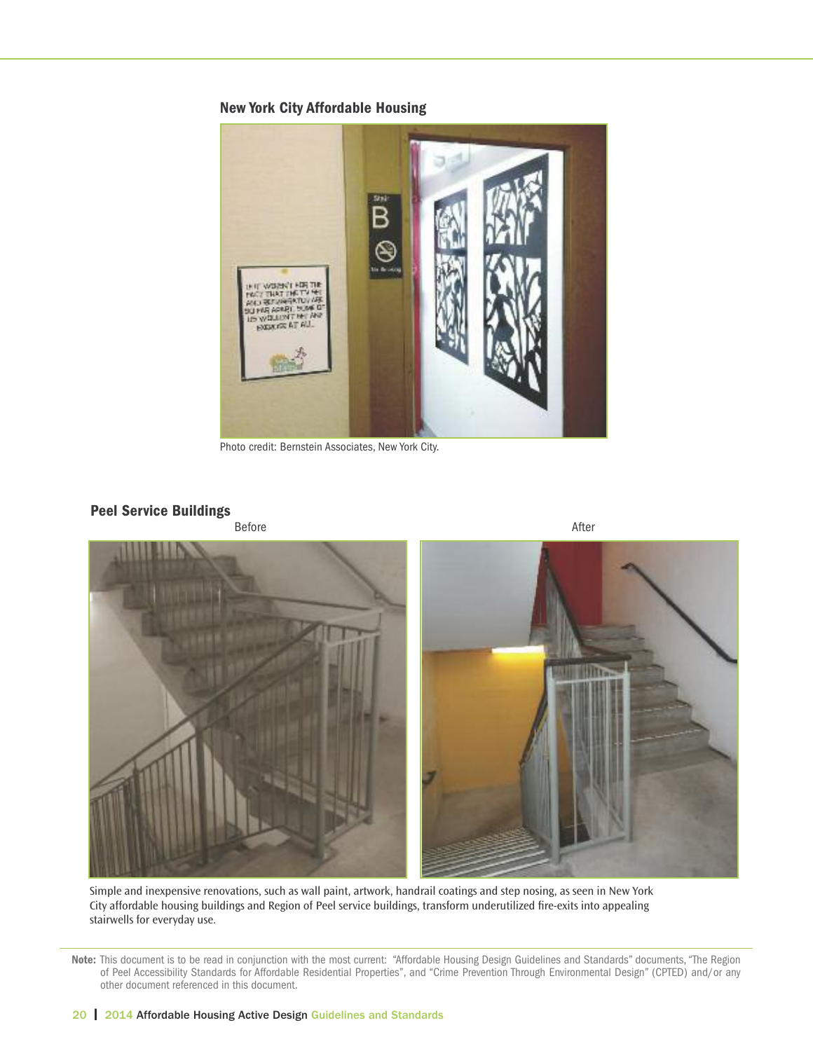### New York City Affordable Housing

Photo credit: Bernstein Associates, New York City.

### Peel Service Buildings

Before

After

Simple and inexpensive renovations, such as wall paint, artwork, handrail coatings and step nosing, as seen in New York City affordable housing buildings and Region of Peel service buildings, transform underutilized fire-exits into appealing stairwells for everyday use.

**Note:** This document is to be read in conjunction with the most current: "Affordable Housing Design Guidelines and Standards" documents, "The Region of Peel Accessibility Standards for Affordable Residential Properties", and "Crime Prevention Through Environmental Design" (CPTED) and/or any other document referenced in this document.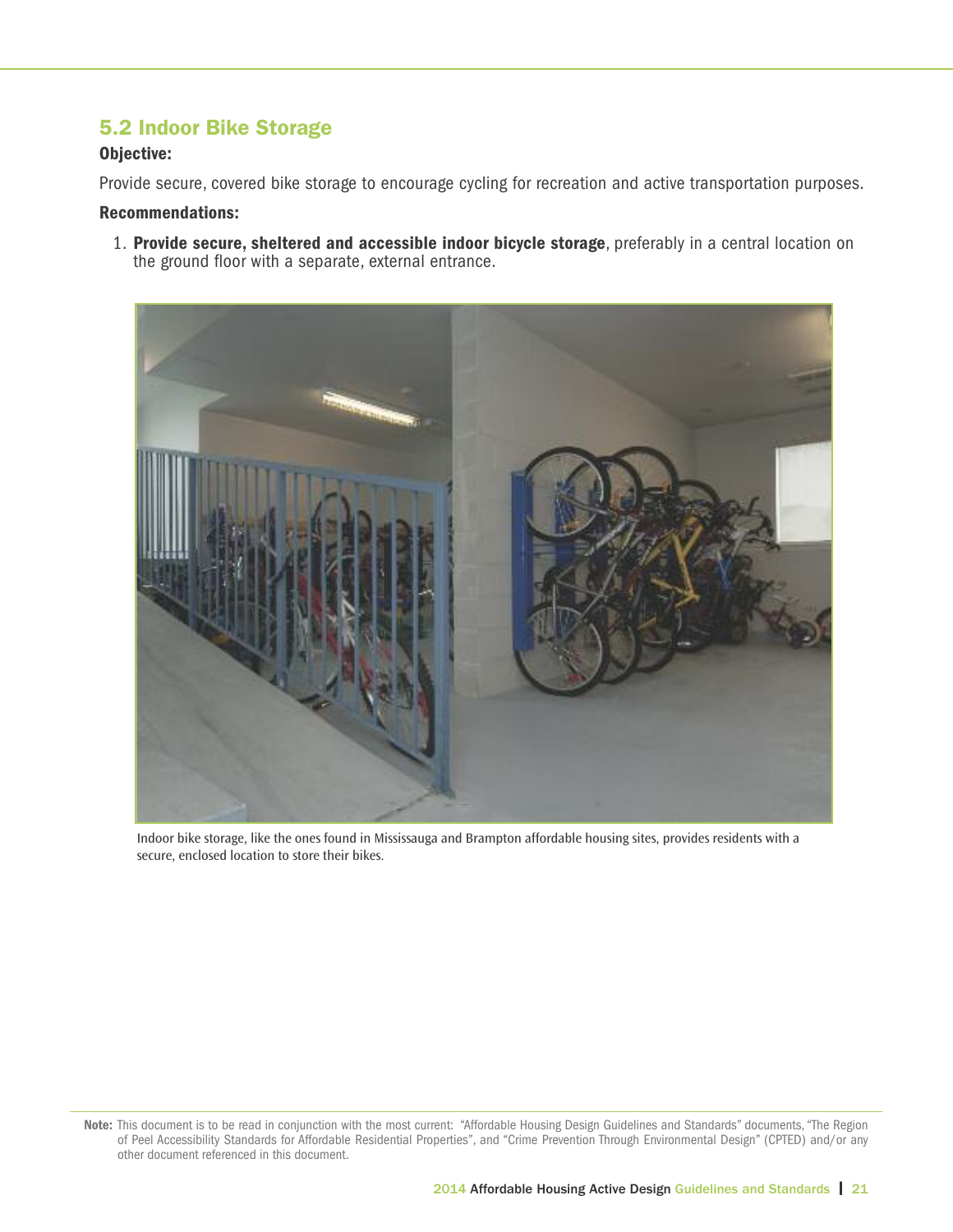## 5.2 Indoor Bike Storage

**Objective:**

Provide secure, covered bike storage to encourage cycling for recreation and active transportation purposes.

**Recommendations:**

1. **Provide secure, sheltered and accessible indoor bicycle storage**, preferably in a central location on the ground floor with a separate, external entrance.

Indoor bike storage, like the ones found in Mississauga and Brampton affordable housing sites, provides residents with a secure, enclosed location to store their bikes.

**Note:** This document is to be read in conjunction with the most current: "Affordable Housing Design Guidelines and Standards" documents, "The Region of Peel Accessibility Standards for Affordable Residential Properties", and "Crime Prevention Through Environmental Design" (CPTED) and/or any other document referenced in this document.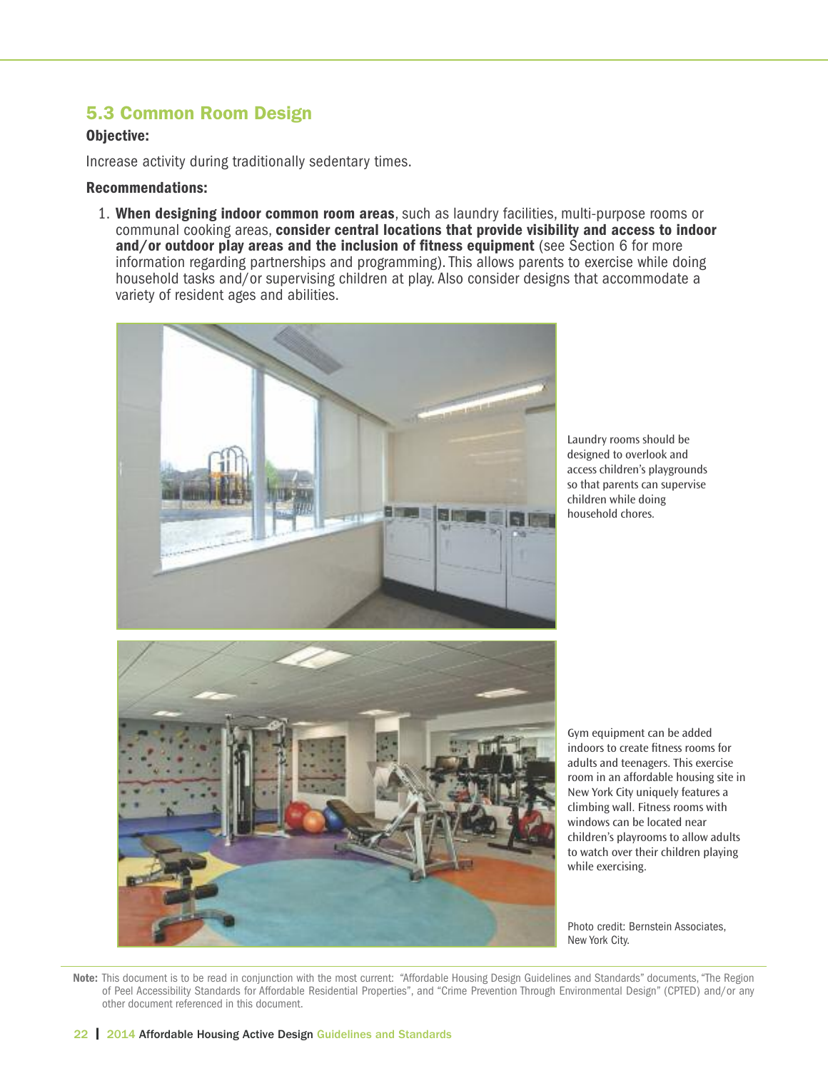## 5.3 Common Room Design

**Objective:**

Increase activity during traditionally sedentary times.

**Recommendations:**

1. **When designing indoor common room areas**, such as laundry facilities, multi-purpose rooms or communal cooking areas, **consider central locations that provide visibility and access to indoor and/or outdoor play areas and the inclusion of fitness equipment** (see Section 6 for more information regarding partnerships and programming). This allows parents to exercise while doing household tasks and/or supervising children at play. Also consider designs that accommodate a variety of resident ages and abilities.

Laundry rooms should be designed to overlook and access children's playgrounds so that parents can supervise children while doing household chores.

Gym equipment can be added indoors to create fitness rooms for adults and teenagers. This exercise room in an affordable housing site in New York City uniquely features a climbing wall. Fitness rooms with windows can be located near children's playrooms to allow adults to watch over their children playing while exercising.

Photo credit: Bernstein Associates, New York City.

**Note:** This document is to be read in conjunction with the most current: "Affordable Housing Design Guidelines and Standards" documents, "The Region of Peel Accessibility Standards for Affordable Residential Properties", and "Crime Prevention Through Environmental Design" (CPTED) and/or any other document referenced in this document.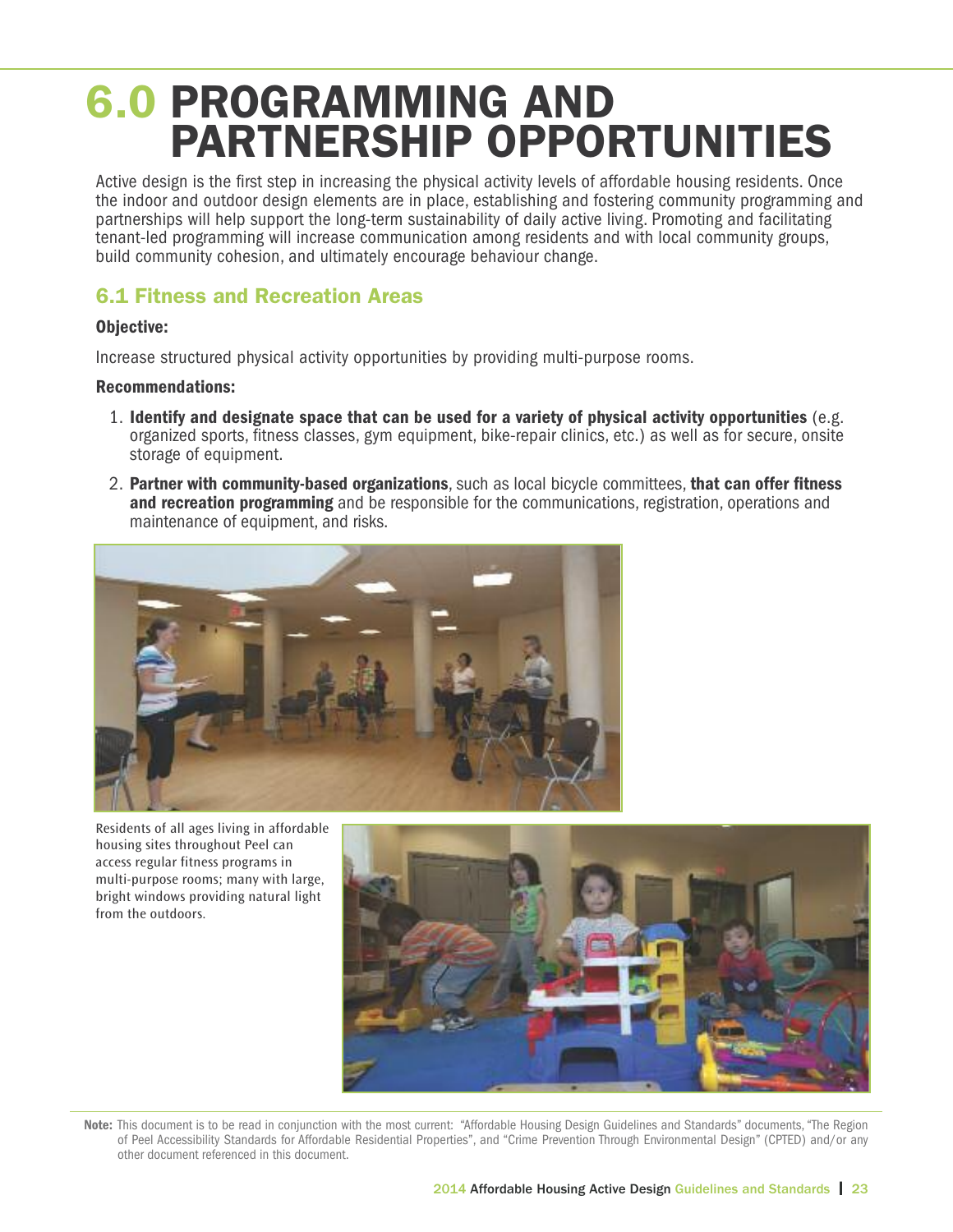# 6.0 PROGRAMMING AND PARTNERSHIP OPPORTUNITIES

Active design is the first step in increasing the physical activity levels of affordable housing residents. Once the indoor and outdoor design elements are in place, establishing and fostering community programming and partnerships will help support the long-term sustainability of daily active living. Promoting and facilitating tenant-led programming will increase communication among residents and with local community groups, build community cohesion, and ultimately encourage behaviour change.

## 6.1 Fitness and Recreation Areas

**Objective:**

Increase structured physical activity opportunities by providing multi-purpose rooms.

**Recommendations:**

1. **Identify and designate space that can be used for a variety of physical activity opportunities** (e.g. organized sports, fitness classes, gym equipment, bike-repair clinics, etc.) as well as for secure, onsite storage of equipment.
2. **Partner with community-based organizations**, such as local bicycle committees, **that can offer fitness and recreation programming** and be responsible for the communications, registration, operations and maintenance of equipment, and risks.

Residents of all ages living in affordable housing sites throughout Peel can access regular fitness programs in multi-purpose rooms; many with large, bright windows providing natural light from the outdoors.

**Note:** This document is to be read in conjunction with the most current: "Affordable Housing Design Guidelines and Standards" documents, "The Region of Peel Accessibility Standards for Affordable Residential Properties", and "Crime Prevention Through Environmental Design" (CPTED) and/or any other document referenced in this document.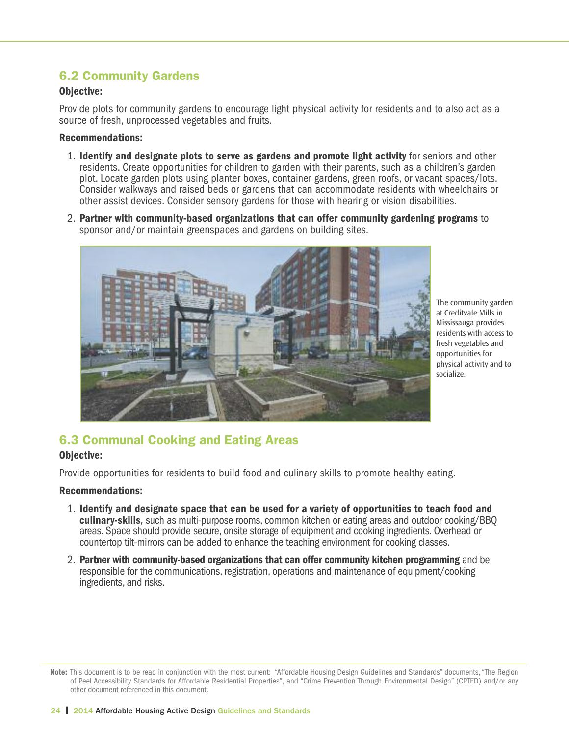## 6.2 Community Gardens

**Objective:**

Provide plots for community gardens to encourage light physical activity for residents and to also act as a source of fresh, unprocessed vegetables and fruits.

**Recommendations:**

1. **Identify and designate plots to serve as gardens and promote light activity** for seniors and other residents. Create opportunities for children to garden with their parents, such as a children's garden plot. Locate garden plots using planter boxes, container gardens, green roofs, or vacant spaces/lots. Consider walkways and raised beds or gardens that can accommodate residents with wheelchairs or other assist devices. Consider sensory gardens for those with hearing or vision disabilities.
2. **Partner with community-based organizations that can offer community gardening programs** to sponsor and/or maintain greenspaces and gardens on building sites.

The community garden at Creditvale Mills in Mississauga provides residents with access to fresh vegetables and opportunities for physical activity and to socialize.

## 6.3 Communal Cooking and Eating Areas

**Objective:**

Provide opportunities for residents to build food and culinary skills to promote healthy eating.

**Recommendations:**

1. **Identify and designate space that can be used for a variety of opportunities to teach food and culinary-skills**, such as multi-purpose rooms, common kitchen or eating areas and outdoor cooking/BBQ areas. Space should provide secure, onsite storage of equipment and cooking ingredients. Overhead or countertop tilt-mirrors can be added to enhance the teaching environment for cooking classes.
2. **Partner with community-based organizations that can offer community kitchen programming** and be responsible for the communications, registration, operations and maintenance of equipment/cooking ingredients, and risks.

**Note:** This document is to be read in conjunction with the most current: "Affordable Housing Design Guidelines and Standards" documents, "The Region of Peel Accessibility Standards for Affordable Residential Properties", and "Crime Prevention Through Environmental Design" (CPTED) and/or any other document referenced in this document.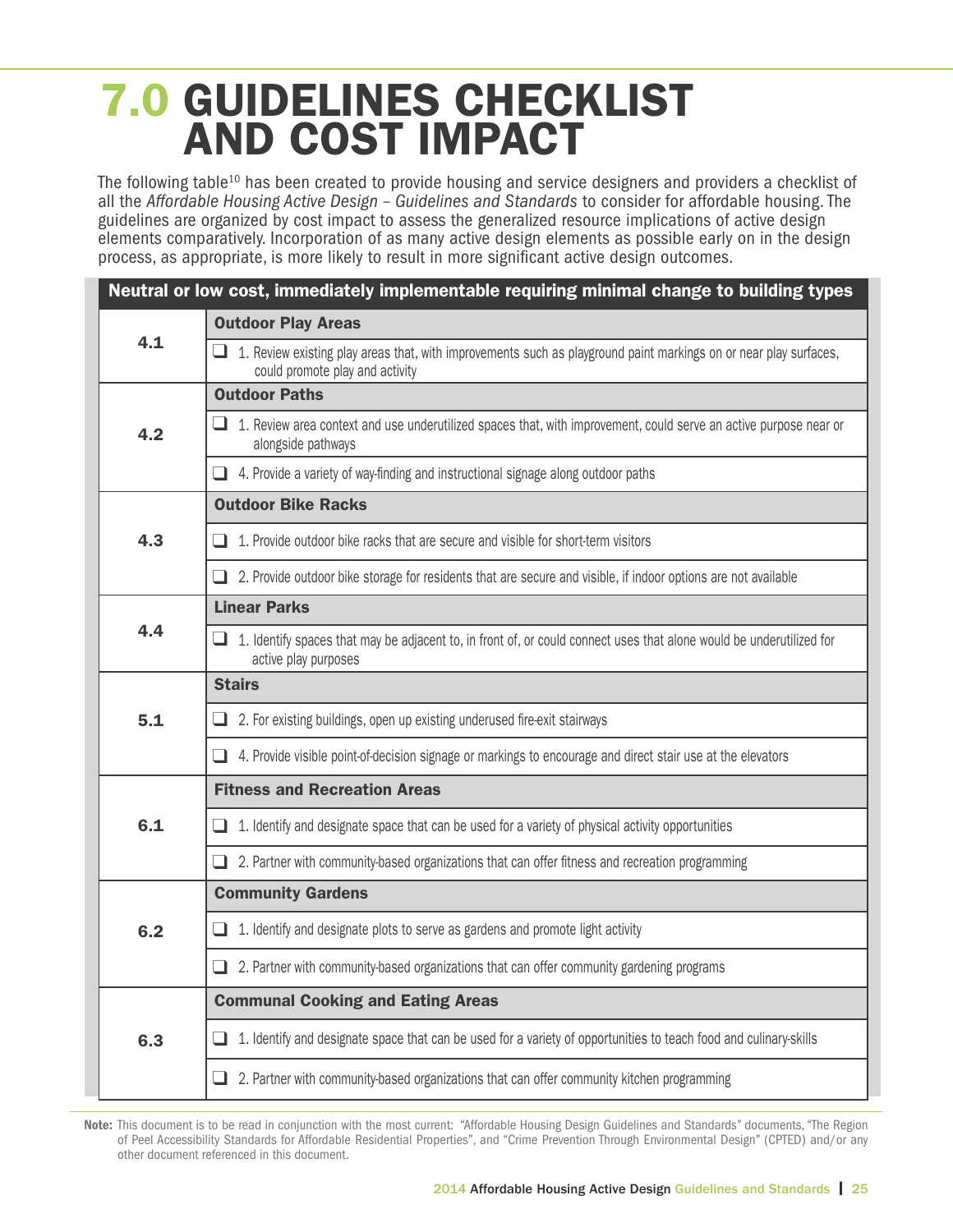# 7.0 GUIDELINES CHECKLIST AND COST IMPACT

The following table[10] has been created to provide housing and service designers and providers a checklist of all the *Affordable Housing Active Design – Guidelines and Standards* to consider for affordable housing. The guidelines are organized by cost impact to assess the generalized resource implications of active design elements comparatively. Incorporation of as many active design elements as possible early on in the design process, as appropriate, is more likely to result in more significant active design outcomes.

| Neutral or low cost, immediately implementable requiring minimal change to building types | |
|---|---|
| 4.1 | **Outdoor Play Areas** |
| | ❑ 1. Review existing play areas that, with improvements such as playground paint markings on or near play surfaces, could promote play and activity |
| 4.2 | **Outdoor Paths** |
| | ❑ 1. Review area context and use underutilized spaces that, with improvement, could serve an active purpose near or alongside pathways |
| | ❑ 4. Provide a variety of way-finding and instructional signage along outdoor paths |
| 4.3 | **Outdoor Bike Racks** |
| | ❑ 1. Provide outdoor bike racks that are secure and visible for short-term visitors |
| | ❑ 2. Provide outdoor bike storage for residents that are secure and visible, if indoor options are not available |
| 4.4 | **Linear Parks** |
| | ❑ 1. Identify spaces that may be adjacent to, in front of, or could connect uses that alone would be underutilized for active play purposes |
| 5.1 | **Stairs** |
| | ❑ 2. For existing buildings, open up existing underused fire-exit stairways |
| | ❑ 4. Provide visible point-of-decision signage or markings to encourage and direct stair use at the elevators |
| 6.1 | **Fitness and Recreation Areas** |
| | ❑ 1. Identify and designate space that can be used for a variety of physical activity opportunities |
| | ❑ 2. Partner with community-based organizations that can offer fitness and recreation programming |
| 6.2 | **Community Gardens** |
| | ❑ 1. Identify and designate plots to serve as gardens and promote light activity |
| | ❑ 2. Partner with community-based organizations that can offer community gardening programs |
| 6.3 | **Communal Cooking and Eating Areas** |
| | ❑ 1. Identify and designate space that can be used for a variety of opportunities to teach food and culinary-skills |
| | ❑ 2. Partner with community-based organizations that can offer community kitchen programming |

**Note:** This document is to be read in conjunction with the most current: "Affordable Housing Design Guidelines and Standards" documents, "The Region of Peel Accessibility Standards for Affordable Residential Properties", and "Crime Prevention Through Environmental Design" (CPTED) and/or any other document referenced in this document.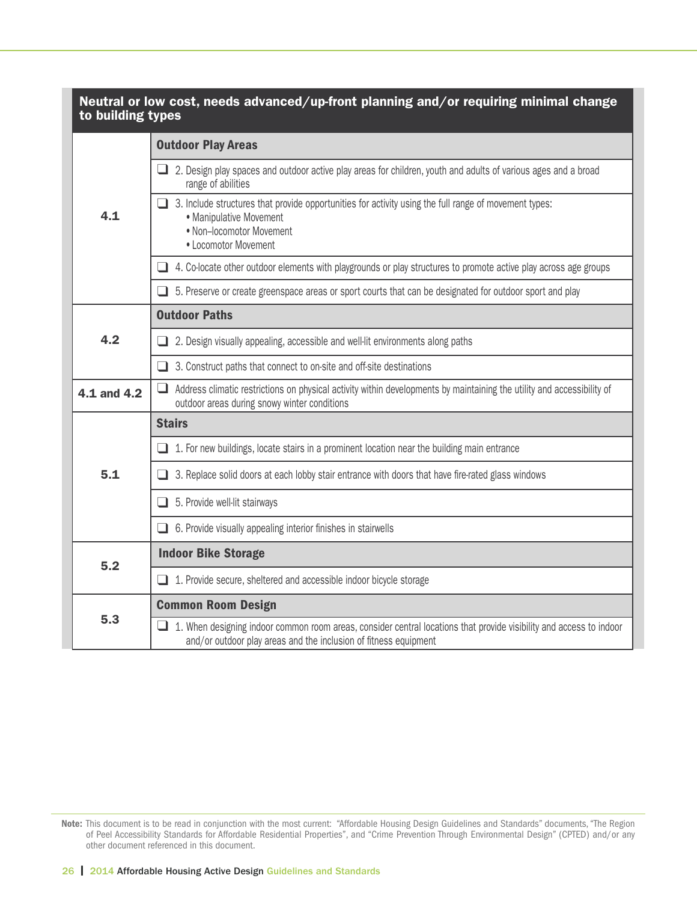| Neutral or low cost, needs advanced/up-front planning and/or requiring minimal change to building types | |
|---|---|
| 4.1 | **Outdoor Play Areas** |
| | ❑ 2. Design play spaces and outdoor active play areas for children, youth and adults of various ages and a broad range of abilities |
| | ❑ 3. Include structures that provide opportunities for activity using the full range of movement types:<br>• Manipulative Movement<br>• Non–locomotor Movement<br>• Locomotor Movement |
| | ❑ 4. Co-locate other outdoor elements with playgrounds or play structures to promote active play across age groups |
| | ❑ 5. Preserve or create greenspace areas or sport courts that can be designated for outdoor sport and play |
| 4.2 | **Outdoor Paths** |
| | ❑ 2. Design visually appealing, accessible and well-lit environments along paths |
| | ❑ 3. Construct paths that connect to on-site and off-site destinations |
| 4.1 and 4.2 | ❑ Address climatic restrictions on physical activity within developments by maintaining the utility and accessibility of outdoor areas during snowy winter conditions |
| 5.1 | **Stairs** |
| | ❑ 1. For new buildings, locate stairs in a prominent location near the building main entrance |
| | ❑ 3. Replace solid doors at each lobby stair entrance with doors that have fire-rated glass windows |
| | ❑ 5. Provide well-lit stairways |
| | ❑ 6. Provide visually appealing interior finishes in stairwells |
| 5.2 | **Indoor Bike Storage** |
| | ❑ 1. Provide secure, sheltered and accessible indoor bicycle storage |
| 5.3 | **Common Room Design** |
| | ❑ 1. When designing indoor common room areas, consider central locations that provide visibility and access to indoor and/or outdoor play areas and the inclusion of fitness equipment |

**Note:** This document is to be read in conjunction with the most current: "Affordable Housing Design Guidelines and Standards" documents, "The Region of Peel Accessibility Standards for Affordable Residential Properties", and "Crime Prevention Through Environmental Design" (CPTED) and/or any other document referenced in this document.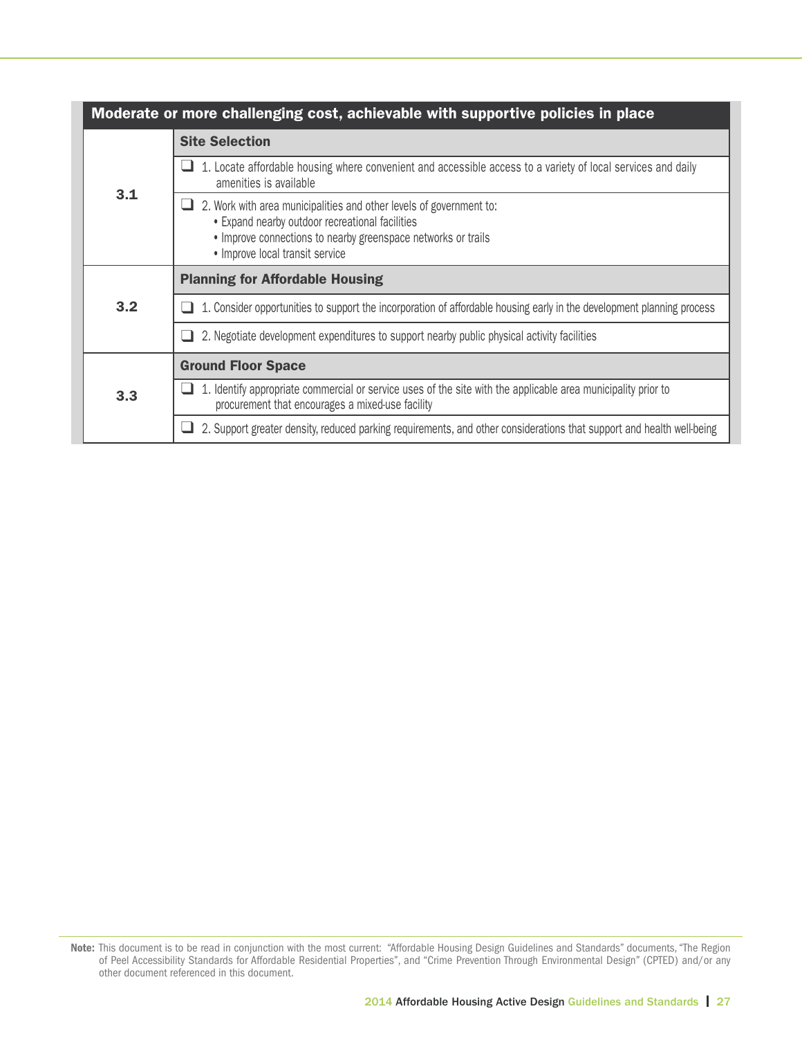| Moderate or more challenging cost, achievable with supportive policies in place | |
|---|---|
| 3.1 | **Site Selection** |
| | ❑ 1. Locate affordable housing where convenient and accessible access to a variety of local services and daily amenities is available |
| | ❑ 2. Work with area municipalities and other levels of government to:<br>• Expand nearby outdoor recreational facilities<br>• Improve connections to nearby greenspace networks or trails<br>• Improve local transit service |
| 3.2 | **Planning for Affordable Housing** |
| | ❑ 1. Consider opportunities to support the incorporation of affordable housing early in the development planning process |
| | ❑ 2. Negotiate development expenditures to support nearby public physical activity facilities |
| 3.3 | **Ground Floor Space** |
| | ❑ 1. Identify appropriate commercial or service uses of the site with the applicable area municipality prior to procurement that encourages a mixed-use facility |
| | ❑ 2. Support greater density, reduced parking requirements, and other considerations that support and health well-being |

**Note:** This document is to be read in conjunction with the most current: "Affordable Housing Design Guidelines and Standards" documents, "The Region of Peel Accessibility Standards for Affordable Residential Properties", and "Crime Prevention Through Environmental Design" (CPTED) and/or any other document referenced in this document.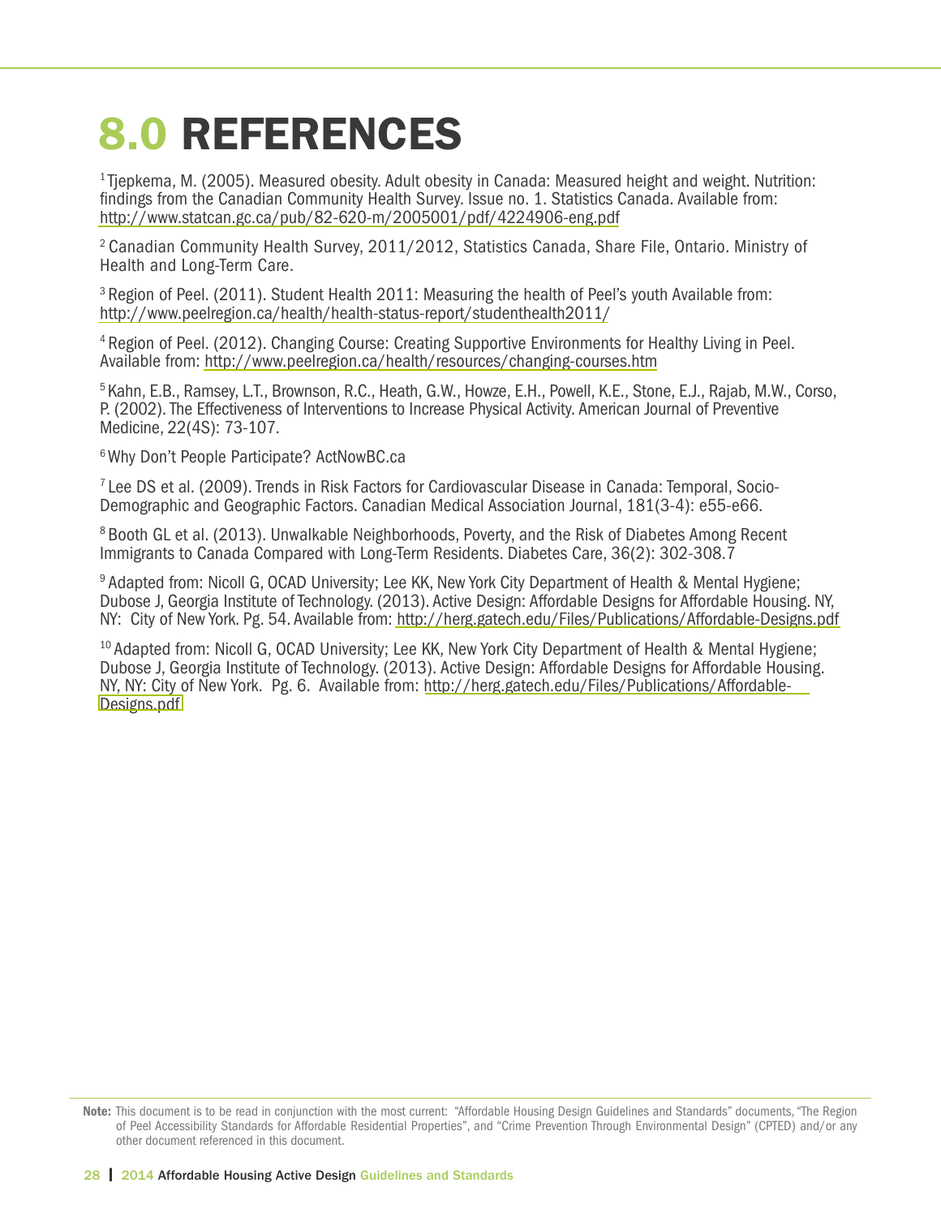# 8.0 REFERENCES

[1] Tjepkema, M. (2005). Measured obesity. Adult obesity in Canada: Measured height and weight. Nutrition: findings from the Canadian Community Health Survey. Issue no. 1. Statistics Canada. Available from: http://www.statcan.gc.ca/pub/82-620-m/2005001/pdf/4224906-eng.pdf

[2] Canadian Community Health Survey, 2011/2012, Statistics Canada, Share File, Ontario. Ministry of Health and Long-Term Care.

[3] Region of Peel. (2011). Student Health 2011: Measuring the health of Peel's youth Available from: http://www.peelregion.ca/health/health-status-report/studenthealth2011/

[4] Region of Peel. (2012). Changing Course: Creating Supportive Environments for Healthy Living in Peel. Available from: http://www.peelregion.ca/health/resources/changing-courses.htm

[5] Kahn, E.B., Ramsey, L.T., Brownson, R.C., Heath, G.W., Howze, E.H., Powell, K.E., Stone, E.J., Rajab, M.W., Corso, P. (2002). The Effectiveness of Interventions to Increase Physical Activity. American Journal of Preventive Medicine, 22(4S): 73-107.

[6] Why Don't People Participate? ActNowBC.ca

[7] Lee DS et al. (2009). Trends in Risk Factors for Cardiovascular Disease in Canada: Temporal, Socio-Demographic and Geographic Factors. Canadian Medical Association Journal, 181(3-4): e55-e66.

[8] Booth GL et al. (2013). Unwalkable Neighborhoods, Poverty, and the Risk of Diabetes Among Recent Immigrants to Canada Compared with Long-Term Residents. Diabetes Care, 36(2): 302-308.7

[9] Adapted from: Nicoll G, OCAD University; Lee KK, New York City Department of Health & Mental Hygiene; Dubose J, Georgia Institute of Technology. (2013). Active Design: Affordable Designs for Affordable Housing. NY, NY: City of New York. Pg. 54. Available from: http://herg.gatech.edu/Files/Publications/Affordable-Designs.pdf

[10] Adapted from: Nicoll G, OCAD University; Lee KK, New York City Department of Health & Mental Hygiene; Dubose J, Georgia Institute of Technology. (2013). Active Design: Affordable Designs for Affordable Housing. NY, NY: City of New York. Pg. 6. Available from: http://herg.gatech.edu/Files/Publications/Affordable-Designs.pdf

**Note:** This document is to be read in conjunction with the most current: "Affordable Housing Design Guidelines and Standards" documents, "The Region of Peel Accessibility Standards for Affordable Residential Properties", and "Crime Prevention Through Environmental Design" (CPTED) and/or any other document referenced in this document.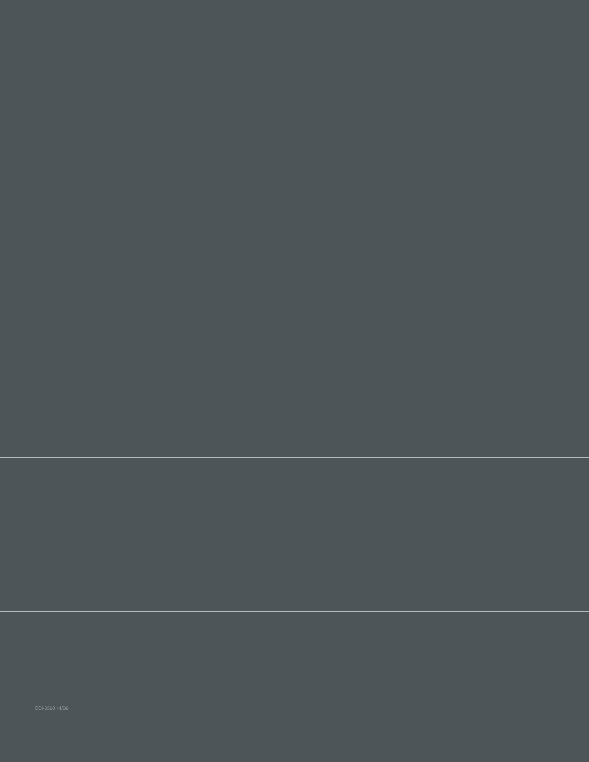CDI-0560 14/09